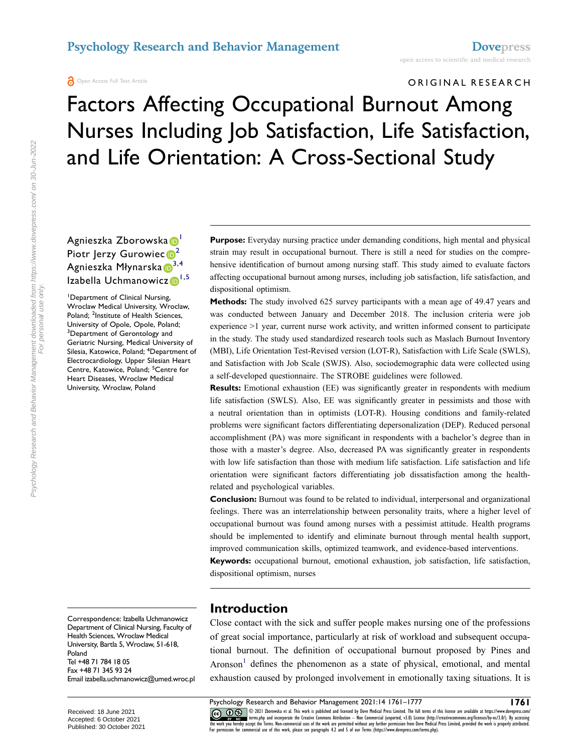ORIGINAL RESEARCH

# Factors Affecting Occupational Burnout Among Nurses Including Job Satisfaction, Life Satisfaction, and Life Orientation: A Cross-Sectional Study

Agnieszka Zborowska[1]
Piotr Jerzy Gurowiec[2]
Agnieszka Młynarska[3,4]
Izabella Uchmanowicz[1,5]

[1]Department of Clinical Nursing, Wroclaw Medical University, Wroclaw, Poland; [2]Institute of Health Sciences, University of Opole, Opole, Poland; [3]Department of Gerontology and Geriatric Nursing, Medical University of Silesia, Katowice, Poland; [4]Department of Electrocardiology, Upper Silesian Heart Centre, Katowice, Poland; [5]Centre for Heart Diseases, Wroclaw Medical University, Wroclaw, Poland

**Purpose:** Everyday nursing practice under demanding conditions, high mental and physical strain may result in occupational burnout. There is still a need for studies on the comprehensive identification of burnout among nursing staff. This study aimed to evaluate factors affecting occupational burnout among nurses, including job satisfaction, life satisfaction, and dispositional optimism.

**Methods:** The study involved 625 survey participants with a mean age of 49.47 years and was conducted between January and December 2018. The inclusion criteria were job experience >1 year, current nurse work activity, and written informed consent to participate in the study. The study used standardized research tools such as Maslach Burnout Inventory (MBI), Life Orientation Test-Revised version (LOT-R), Satisfaction with Life Scale (SWLS), and Satisfaction with Job Scale (SWJS). Also, sociodemographic data were collected using a self-developed questionnaire. The STROBE guidelines were followed.

**Results:** Emotional exhaustion (EE) was significantly greater in respondents with medium life satisfaction (SWLS). Also, EE was significantly greater in pessimists and those with a neutral orientation than in optimists (LOT-R). Housing conditions and family-related problems were significant factors differentiating depersonalization (DEP). Reduced personal accomplishment (PA) was more significant in respondents with a bachelor's degree than in those with a master's degree. Also, decreased PA was significantly greater in respondents with low life satisfaction than those with medium life satisfaction. Life satisfaction and life orientation were significant factors differentiating job dissatisfaction among the health-related and psychological variables.

**Conclusion:** Burnout was found to be related to individual, interpersonal and organizational feelings. There was an interrelationship between personality traits, where a higher level of occupational burnout was found among nurses with a pessimist attitude. Health programs should be implemented to identify and eliminate burnout through mental health support, improved communication skills, optimized teamwork, and evidence-based interventions.

**Keywords:** occupational burnout, emotional exhaustion, job satisfaction, life satisfaction, dispositional optimism, nurses

## Introduction

Close contact with the sick and suffer people makes nursing one of the professions of great social importance, particularly at risk of workload and subsequent occupational burnout. The definition of occupational burnout proposed by Pines and Aronson[1] defines the phenomenon as a state of physical, emotional, and mental exhaustion caused by prolonged involvement in emotionally taxing situations. It is

Correspondence: Izabella Uchmanowicz
Department of Clinical Nursing, Faculty of Health Sciences, Wroclaw Medical University, Bartla 5, Wroclaw, 51-618, Poland
Tel +48 71 784 18 05
Fax +48 71 345 93 24
Email izabella.uchmanowicz@umed.wroc.pl

Received: 18 June 2021
Accepted: 6 October 2021
Published: 30 October 2021

© 2021 Zborowska et al. This work is published and licensed by Dove Medical Press Limited. The full terms of this license are available at https://www.dovepress.com/terms.php and incorporate the Creative Commons Attribution – Non Commercial (unported, v3.0) License (http://creativecommons.org/licenses/by-nc/3.0/). By accessing the work you hereby accept the Terms. Non-commercial uses of the work are permitted without any further permission from Dove Medical Press Limited, provided the work is properly attributed. For permission for commercial use of this work, please see paragraphs 4.2 and 5 of our Terms (https://www.dovepress.com/terms.php).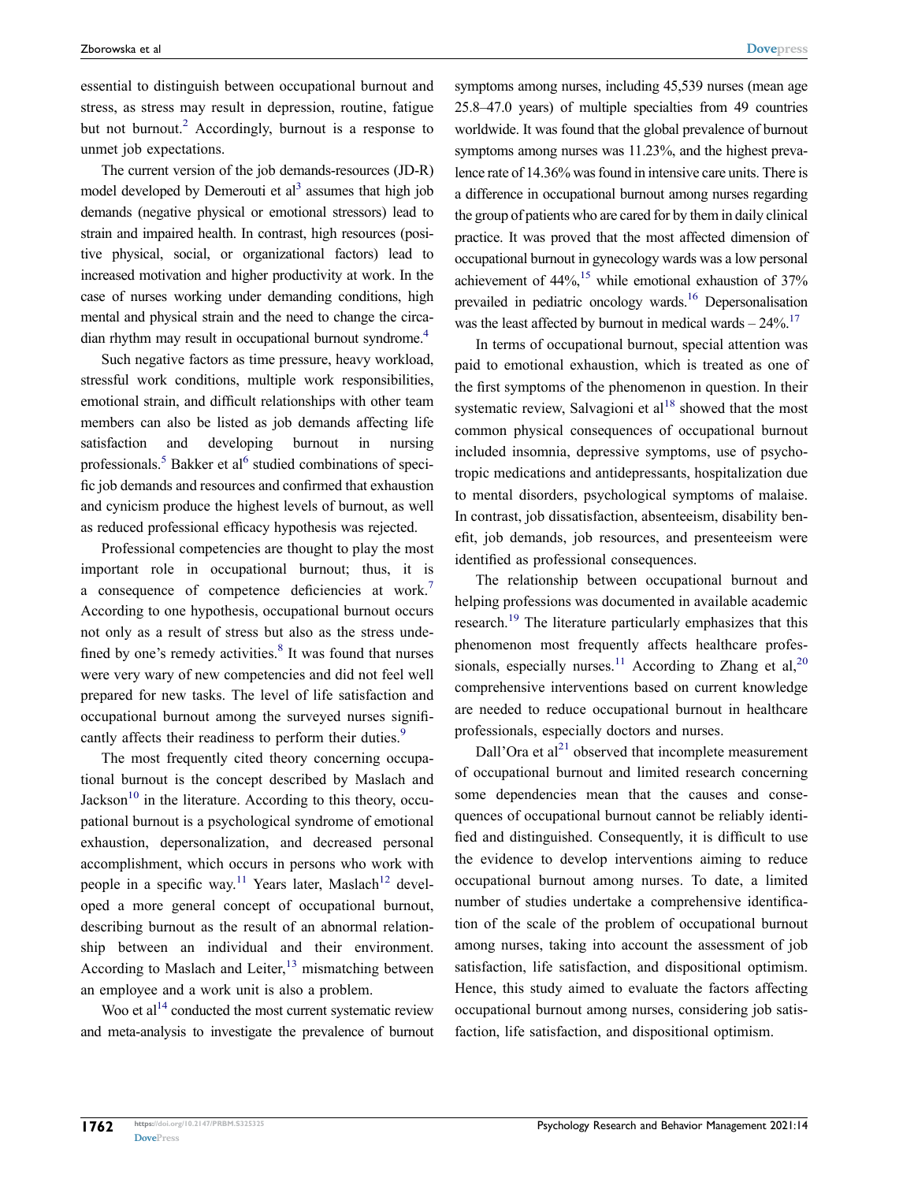essential to distinguish between occupational burnout and stress, as stress may result in depression, routine, fatigue but not burnout.[2] Accordingly, burnout is a response to unmet job expectations.

The current version of the job demands-resources (JD-R) model developed by Demerouti et al[3] assumes that high job demands (negative physical or emotional stressors) lead to strain and impaired health. In contrast, high resources (positive physical, social, or organizational factors) lead to increased motivation and higher productivity at work. In the case of nurses working under demanding conditions, high mental and physical strain and the need to change the circadian rhythm may result in occupational burnout syndrome.[4]

Such negative factors as time pressure, heavy workload, stressful work conditions, multiple work responsibilities, emotional strain, and difficult relationships with other team members can also be listed as job demands affecting life satisfaction and developing burnout in nursing professionals.[5] Bakker et al[6] studied combinations of specific job demands and resources and confirmed that exhaustion and cynicism produce the highest levels of burnout, as well as reduced professional efficacy hypothesis was rejected.

Professional competencies are thought to play the most important role in occupational burnout; thus, it is a consequence of competence deficiencies at work.[7] According to one hypothesis, occupational burnout occurs not only as a result of stress but also as the stress undefined by one's remedy activities.[8] It was found that nurses were very wary of new competencies and did not feel well prepared for new tasks. The level of life satisfaction and occupational burnout among the surveyed nurses significantly affects their readiness to perform their duties.[9]

The most frequently cited theory concerning occupational burnout is the concept described by Maslach and Jackson[10] in the literature. According to this theory, occupational burnout is a psychological syndrome of emotional exhaustion, depersonalization, and decreased personal accomplishment, which occurs in persons who work with people in a specific way.[11] Years later, Maslach[12] developed a more general concept of occupational burnout, describing burnout as the result of an abnormal relationship between an individual and their environment. According to Maslach and Leiter,[13] mismatching between an employee and a work unit is also a problem.

Woo et al[14] conducted the most current systematic review and meta-analysis to investigate the prevalence of burnout symptoms among nurses, including 45,539 nurses (mean age 25.8–47.0 years) of multiple specialties from 49 countries worldwide. It was found that the global prevalence of burnout symptoms among nurses was 11.23%, and the highest prevalence rate of 14.36% was found in intensive care units. There is a difference in occupational burnout among nurses regarding the group of patients who are cared for by them in daily clinical practice. It was proved that the most affected dimension of occupational burnout in gynecology wards was a low personal achievement of 44%,[15] while emotional exhaustion of 37% prevailed in pediatric oncology wards.[16] Depersonalisation was the least affected by burnout in medical wards – 24%.[17]

In terms of occupational burnout, special attention was paid to emotional exhaustion, which is treated as one of the first symptoms of the phenomenon in question. In their systematic review, Salvagioni et al[18] showed that the most common physical consequences of occupational burnout included insomnia, depressive symptoms, use of psychotropic medications and antidepressants, hospitalization due to mental disorders, psychological symptoms of malaise. In contrast, job dissatisfaction, absenteeism, disability benefit, job demands, job resources, and presenteeism were identified as professional consequences.

The relationship between occupational burnout and helping professions was documented in available academic research.[19] The literature particularly emphasizes that this phenomenon most frequently affects healthcare professionals, especially nurses.[11] According to Zhang et al,[20] comprehensive interventions based on current knowledge are needed to reduce occupational burnout in healthcare professionals, especially doctors and nurses.

Dall'Ora et al[21] observed that incomplete measurement of occupational burnout and limited research concerning some dependencies mean that the causes and consequences of occupational burnout cannot be reliably identified and distinguished. Consequently, it is difficult to use the evidence to develop interventions aiming to reduce occupational burnout among nurses. To date, a limited number of studies undertake a comprehensive identification of the scale of the problem of occupational burnout among nurses, taking into account the assessment of job satisfaction, life satisfaction, and dispositional optimism. Hence, this study aimed to evaluate the factors affecting occupational burnout among nurses, considering job satisfaction, life satisfaction, and dispositional optimism.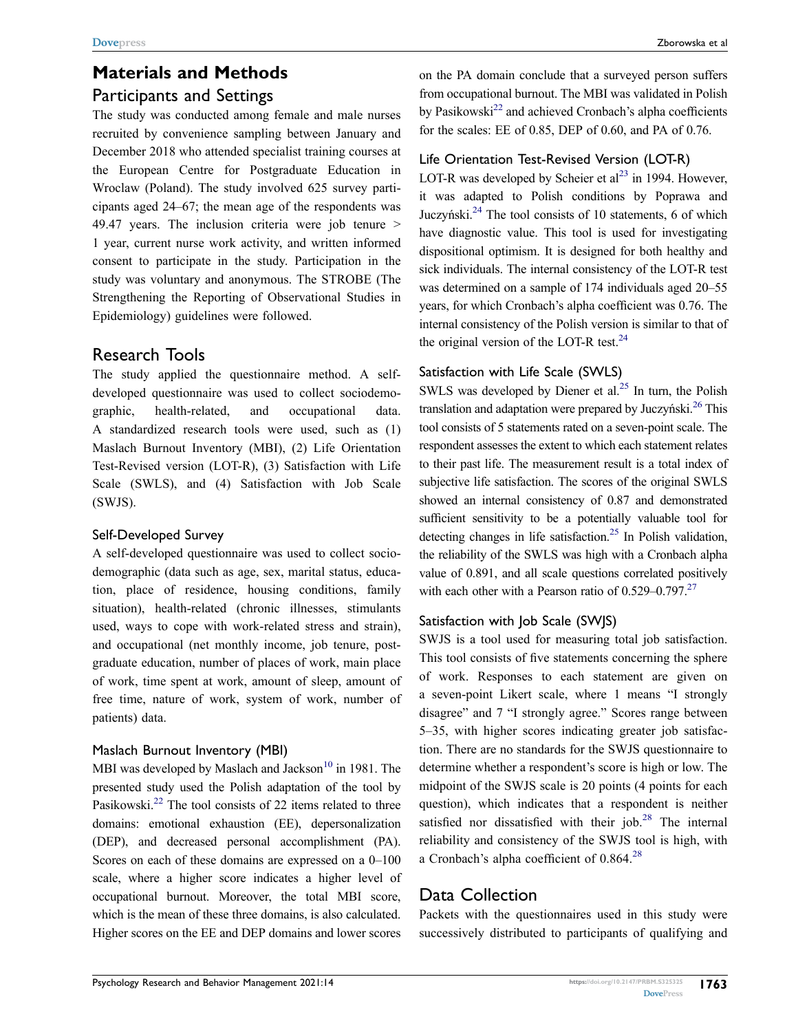# Materials and Methods

## Participants and Settings

The study was conducted among female and male nurses recruited by convenience sampling between January and December 2018 who attended specialist training courses at the European Centre for Postgraduate Education in Wroclaw (Poland). The study involved 625 survey participants aged 24–67; the mean age of the respondents was 49.47 years. The inclusion criteria were job tenure > 1 year, current nurse work activity, and written informed consent to participate in the study. Participation in the study was voluntary and anonymous. The STROBE (The Strengthening the Reporting of Observational Studies in Epidemiology) guidelines were followed.

## Research Tools

The study applied the questionnaire method. A self-developed questionnaire was used to collect sociodemographic, health-related, and occupational data. A standardized research tools were used, such as (1) Maslach Burnout Inventory (MBI), (2) Life Orientation Test-Revised version (LOT-R), (3) Satisfaction with Life Scale (SWLS), and (4) Satisfaction with Job Scale (SWJS).

### Self-Developed Survey

A self-developed questionnaire was used to collect sociodemographic (data such as age, sex, marital status, education, place of residence, housing conditions, family situation), health-related (chronic illnesses, stimulants used, ways to cope with work-related stress and strain), and occupational (net monthly income, job tenure, postgraduate education, number of places of work, main place of work, time spent at work, amount of sleep, amount of free time, nature of work, system of work, number of patients) data.

### Maslach Burnout Inventory (MBI)

MBI was developed by Maslach and Jackson[10] in 1981. The presented study used the Polish adaptation of the tool by Pasikowski.[22] The tool consists of 22 items related to three domains: emotional exhaustion (EE), depersonalization (DEP), and decreased personal accomplishment (PA). Scores on each of these domains are expressed on a 0–100 scale, where a higher score indicates a higher level of occupational burnout. Moreover, the total MBI score, which is the mean of these three domains, is also calculated. Higher scores on the EE and DEP domains and lower scores on the PA domain conclude that a surveyed person suffers from occupational burnout. The MBI was validated in Polish by Pasikowski[22] and achieved Cronbach's alpha coefficients for the scales: EE of 0.85, DEP of 0.60, and PA of 0.76.

### Life Orientation Test-Revised Version (LOT-R)

LOT-R was developed by Scheier et al[23] in 1994. However, it was adapted to Polish conditions by Poprawa and Juczyński.[24] The tool consists of 10 statements, 6 of which have diagnostic value. This tool is used for investigating dispositional optimism. It is designed for both healthy and sick individuals. The internal consistency of the LOT-R test was determined on a sample of 174 individuals aged 20–55 years, for which Cronbach's alpha coefficient was 0.76. The internal consistency of the Polish version is similar to that of the original version of the LOT-R test.[24]

### Satisfaction with Life Scale (SWLS)

SWLS was developed by Diener et al.[25] In turn, the Polish translation and adaptation were prepared by Juczyński.[26] This tool consists of 5 statements rated on a seven-point scale. The respondent assesses the extent to which each statement relates to their past life. The measurement result is a total index of subjective life satisfaction. The scores of the original SWLS showed an internal consistency of 0.87 and demonstrated sufficient sensitivity to be a potentially valuable tool for detecting changes in life satisfaction.[25] In Polish validation, the reliability of the SWLS was high with a Cronbach alpha value of 0.891, and all scale questions correlated positively with each other with a Pearson ratio of 0.529–0.797.[27]

### Satisfaction with Job Scale (SWJS)

SWJS is a tool used for measuring total job satisfaction. This tool consists of five statements concerning the sphere of work. Responses to each statement are given on a seven-point Likert scale, where 1 means "I strongly disagree" and 7 "I strongly agree." Scores range between 5–35, with higher scores indicating greater job satisfaction. There are no standards for the SWJS questionnaire to determine whether a respondent's score is high or low. The midpoint of the SWJS scale is 20 points (4 points for each question), which indicates that a respondent is neither satisfied nor dissatisfied with their job.[28] The internal reliability and consistency of the SWJS tool is high, with a Cronbach's alpha coefficient of 0.864.[28]

## Data Collection

Packets with the questionnaires used in this study were successively distributed to participants of qualifying and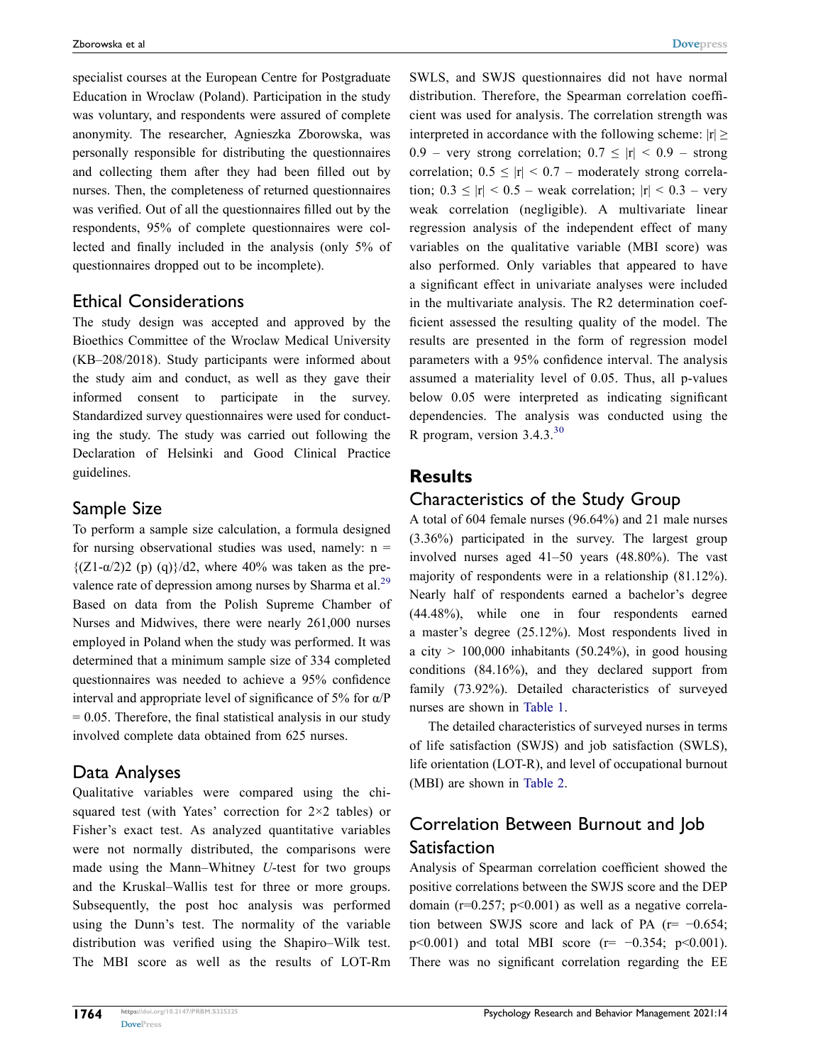specialist courses at the European Centre for Postgraduate Education in Wroclaw (Poland). Participation in the study was voluntary, and respondents were assured of complete anonymity. The researcher, Agnieszka Zborowska, was personally responsible for distributing the questionnaires and collecting them after they had been filled out by nurses. Then, the completeness of returned questionnaires was verified. Out of all the questionnaires filled out by the respondents, 95% of complete questionnaires were collected and finally included in the analysis (only 5% of questionnaires dropped out to be incomplete).

## Ethical Considerations

The study design was accepted and approved by the Bioethics Committee of the Wroclaw Medical University (KB–208/2018). Study participants were informed about the study aim and conduct, as well as they gave their informed consent to participate in the survey. Standardized survey questionnaires were used for conducting the study. The study was carried out following the Declaration of Helsinki and Good Clinical Practice guidelines.

## Sample Size

To perform a sample size calculation, a formula designed for nursing observational studies was used, namely: $n = \{(Z1\text{-}\alpha/2)2\ (p)\ (q)\}/d2$, where 40% was taken as the prevalence rate of depression among nurses by Sharma et al.[29] Based on data from the Polish Supreme Chamber of Nurses and Midwives, there were nearly 261,000 nurses employed in Poland when the study was performed. It was determined that a minimum sample size of 334 completed questionnaires was needed to achieve a 95% confidence interval and appropriate level of significance of 5% for $\alpha/P = 0.05$. Therefore, the final statistical analysis in our study involved complete data obtained from 625 nurses.

## Data Analyses

Qualitative variables were compared using the chi-squared test (with Yates' correction for 2×2 tables) or Fisher's exact test. As analyzed quantitative variables were not normally distributed, the comparisons were made using the Mann–Whitney *U*-test for two groups and the Kruskal–Wallis test for three or more groups. Subsequently, the post hoc analysis was performed using the Dunn's test. The normality of the variable distribution was verified using the Shapiro–Wilk test. The MBI score as well as the results of LOT-Rm SWLS, and SWJS questionnaires did not have normal distribution. Therefore, the Spearman correlation coefficient was used for analysis. The correlation strength was interpreted in accordance with the following scheme: $|r| \geq 0.9$ – very strong correlation; $0.7 \leq |r| < 0.9$ – strong correlation; $0.5 \leq |r| < 0.7$ – moderately strong correlation; $0.3 \leq |r| < 0.5$ – weak correlation; $|r| < 0.3$ – very weak correlation (negligible). A multivariate linear regression analysis of the independent effect of many variables on the qualitative variable (MBI score) was also performed. Only variables that appeared to have a significant effect in univariate analyses were included in the multivariate analysis. The R2 determination coefficient assessed the resulting quality of the model. The results are presented in the form of regression model parameters with a 95% confidence interval. The analysis assumed a materiality level of 0.05. Thus, all p-values below 0.05 were interpreted as indicating significant dependencies. The analysis was conducted using the R program, version 3.4.3.[30]

# Results

## Characteristics of the Study Group

A total of 604 female nurses (96.64%) and 21 male nurses (3.36%) participated in the survey. The largest group involved nurses aged 41–50 years (48.80%). The vast majority of respondents were in a relationship (81.12%). Nearly half of respondents earned a bachelor's degree (44.48%), while one in four respondents earned a master's degree (25.12%). Most respondents lived in a city > 100,000 inhabitants (50.24%), in good housing conditions (84.16%), and they declared support from family (73.92%). Detailed characteristics of surveyed nurses are shown in Table 1.

The detailed characteristics of surveyed nurses in terms of life satisfaction (SWJS) and job satisfaction (SWLS), life orientation (LOT-R), and level of occupational burnout (MBI) are shown in Table 2.

## Correlation Between Burnout and Job Satisfaction

Analysis of Spearman correlation coefficient showed the positive correlations between the SWJS score and the DEP domain ($r=0.257$; $p<0.001$) as well as a negative correlation between SWJS score and lack of PA ($r= -0.654$; $p<0.001$) and total MBI score ($r= -0.354$; $p<0.001$). There was no significant correlation regarding the EE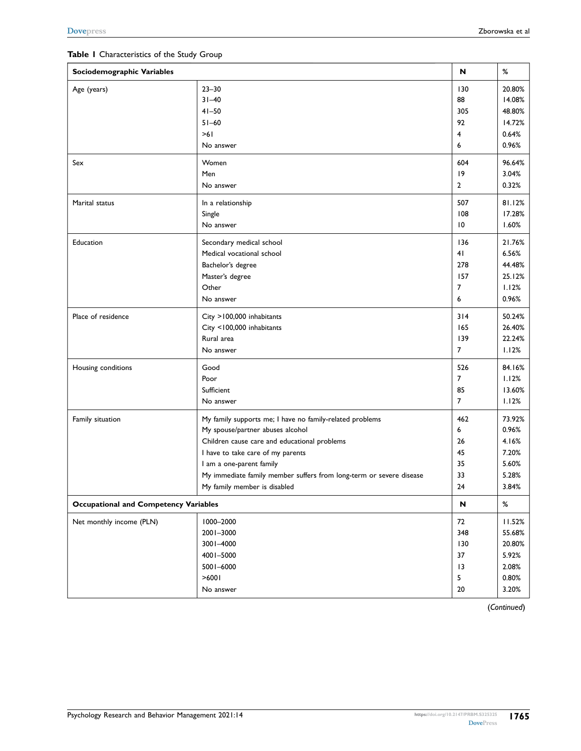**Table 1** Characteristics of the Study Group

| Sociodemographic Variables | | N | % |
|---|---|---|---|
| Age (years) | 23–30 | 130 | 20.80% |
| | 31–40 | 88 | 14.08% |
| | 41–50 | 305 | 48.80% |
| | 51–60 | 92 | 14.72% |
| | >61 | 4 | 0.64% |
| | No answer | 6 | 0.96% |
| Sex | Women | 604 | 96.64% |
| | Men | 19 | 3.04% |
| | No answer | 2 | 0.32% |
| Marital status | In a relationship | 507 | 81.12% |
| | Single | 108 | 17.28% |
| | No answer | 10 | 1.60% |
| Education | Secondary medical school | 136 | 21.76% |
| | Medical vocational school | 41 | 6.56% |
| | Bachelor's degree | 278 | 44.48% |
| | Master's degree | 157 | 25.12% |
| | Other | 7 | 1.12% |
| | No answer | 6 | 0.96% |
| Place of residence | City >100,000 inhabitants | 314 | 50.24% |
| | City <100,000 inhabitants | 165 | 26.40% |
| | Rural area | 139 | 22.24% |
| | No answer | 7 | 1.12% |
| Housing conditions | Good | 526 | 84.16% |
| | Poor | 7 | 1.12% |
| | Sufficient | 85 | 13.60% |
| | No answer | 7 | 1.12% |
| Family situation | My family supports me; I have no family-related problems | 462 | 73.92% |
| | My spouse/partner abuses alcohol | 6 | 0.96% |
| | Children cause care and educational problems | 26 | 4.16% |
| | I have to take care of my parents | 45 | 7.20% |
| | I am a one-parent family | 35 | 5.60% |
| | My immediate family member suffers from long-term or severe disease | 33 | 5.28% |
| | My family member is disabled | 24 | 3.84% |
| **Occupational and Competency Variables** | | **N** | **%** |
| Net monthly income (PLN) | 1000–2000 | 72 | 11.52% |
| | 2001–3000 | 348 | 55.68% |
| | 3001–4000 | 130 | 20.80% |
| | 4001–5000 | 37 | 5.92% |
| | 5001–6000 | 13 | 2.08% |
| | >6001 | 5 | 0.80% |
| | No answer | 20 | 3.20% |

(*Continued*)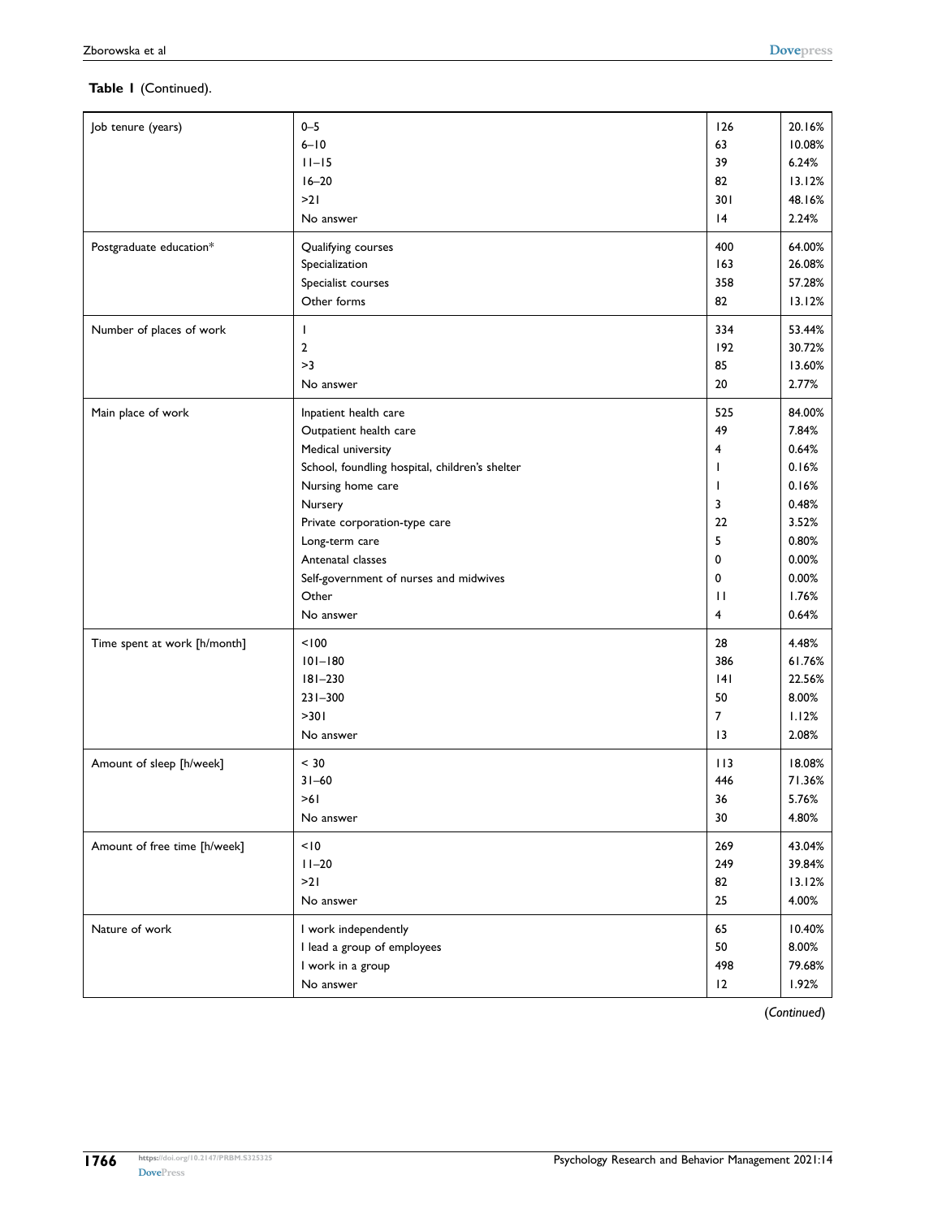**Table 1** (Continued).

| | | | |
|---|---|---|---|
| Job tenure (years) | 0–5 | 126 | 20.16% |
| | 6–10 | 63 | 10.08% |
| | 11–15 | 39 | 6.24% |
| | 16–20 | 82 | 13.12% |
| | >21 | 301 | 48.16% |
| | No answer | 14 | 2.24% |
| Postgraduate education* | Qualifying courses | 400 | 64.00% |
| | Specialization | 163 | 26.08% |
| | Specialist courses | 358 | 57.28% |
| | Other forms | 82 | 13.12% |
| Number of places of work | 1 | 334 | 53.44% |
| | 2 | 192 | 30.72% |
| | >3 | 85 | 13.60% |
| | No answer | 20 | 2.77% |
| Main place of work | Inpatient health care | 525 | 84.00% |
| | Outpatient health care | 49 | 7.84% |
| | Medical university | 4 | 0.64% |
| | School, foundling hospital, children's shelter | 1 | 0.16% |
| | Nursing home care | 1 | 0.16% |
| | Nursery | 3 | 0.48% |
| | Private corporation-type care | 22 | 3.52% |
| | Long-term care | 5 | 0.80% |
| | Antenatal classes | 0 | 0.00% |
| | Self-government of nurses and midwives | 0 | 0.00% |
| | Other | 11 | 1.76% |
| | No answer | 4 | 0.64% |
| Time spent at work [h/month] | <100 | 28 | 4.48% |
| | 101–180 | 386 | 61.76% |
| | 181–230 | 141 | 22.56% |
| | 231–300 | 50 | 8.00% |
| | >301 | 7 | 1.12% |
| | No answer | 13 | 2.08% |
| Amount of sleep [h/week] | < 30 | 113 | 18.08% |
| | 31–60 | 446 | 71.36% |
| | >61 | 36 | 5.76% |
| | No answer | 30 | 4.80% |
| Amount of free time [h/week] | <10 | 269 | 43.04% |
| | 11–20 | 249 | 39.84% |
| | >21 | 82 | 13.12% |
| | No answer | 25 | 4.00% |
| Nature of work | I work independently | 65 | 10.40% |
| | I lead a group of employees | 50 | 8.00% |
| | I work in a group | 498 | 79.68% |
| | No answer | 12 | 1.92% |

(*Continued*)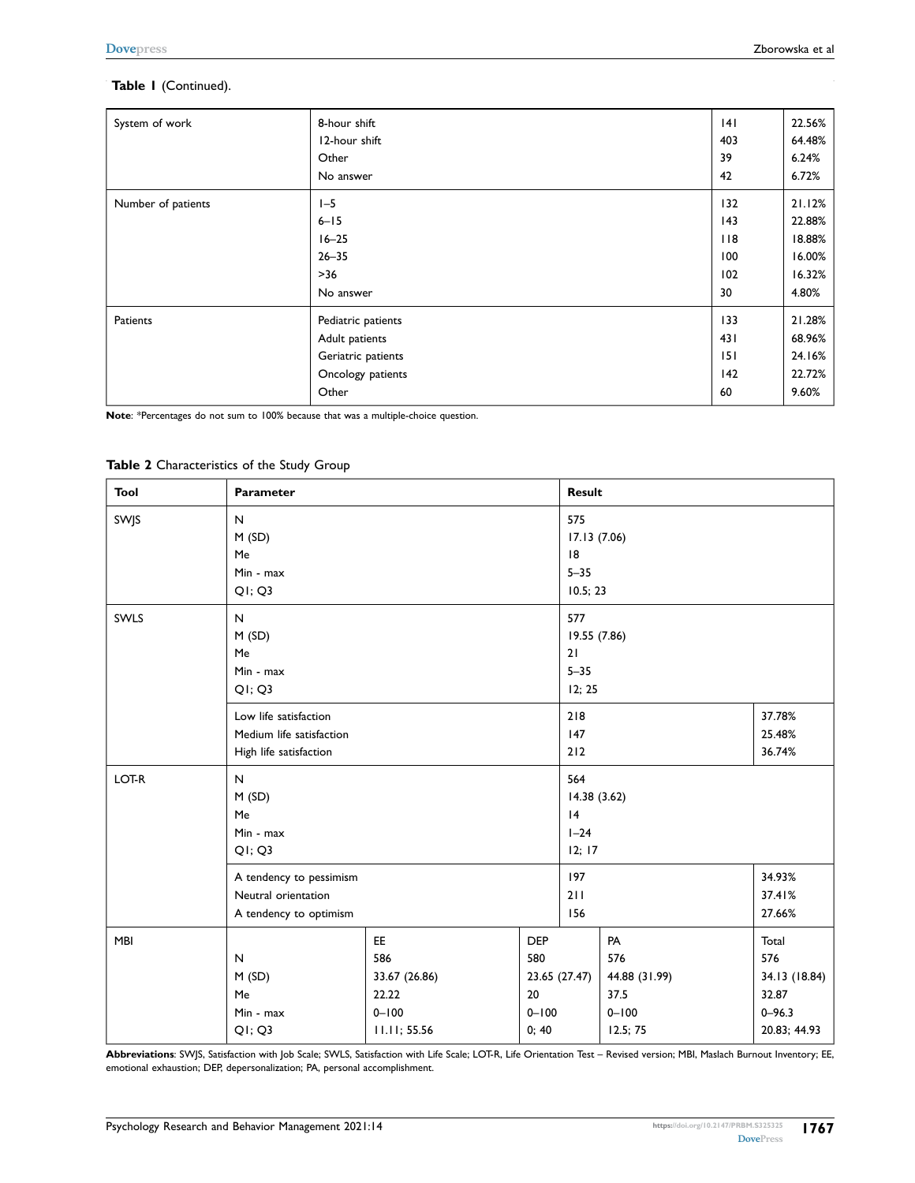**Table 1** (Continued).

| | | | |
|---|---|---|---|
| System of work | 8-hour shift | 141 | 22.56% |
| | 12-hour shift | 403 | 64.48% |
| | Other | 39 | 6.24% |
| | No answer | 42 | 6.72% |
| Number of patients | 1–5 | 132 | 21.12% |
| | 6–15 | 143 | 22.88% |
| | 16–25 | 118 | 18.88% |
| | 26–35 | 100 | 16.00% |
| | >36 | 102 | 16.32% |
| | No answer | 30 | 4.80% |
| Patients | Pediatric patients | 133 | 21.28% |
| | Adult patients | 431 | 68.96% |
| | Geriatric patients | 151 | 24.16% |
| | Oncology patients | 142 | 22.72% |
| | Other | 60 | 9.60% |

**Note**: *Percentages do not sum to 100% because that was a multiple-choice question.

**Table 2** Characteristics of the Study Group

| Tool | Parameter | | Result | | |
|---|---|---|---|---|---|
| SWJS | N | | 575 | | |
| | M (SD) | | 17.13 (7.06) | | |
| | Me | | 18 | | |
| | Min - max | | 5–35 | | |
| | Q1; Q3 | | 10.5; 23 | | |
| SWLS | N | | 577 | | |
| | M (SD) | | 19.55 (7.86) | | |
| | Me | | 21 | | |
| | Min - max | | 5–35 | | |
| | Q1; Q3 | | 12; 25 | | |
| | Low life satisfaction | | 218 | | 37.78% |
| | Medium life satisfaction | | 147 | | 25.48% |
| | High life satisfaction | | 212 | | 36.74% |
| LOT-R | N | | 564 | | |
| | M (SD) | | 14.38 (3.62) | | |
| | Me | | 14 | | |
| | Min - max | | 1–24 | | |
| | Q1; Q3 | | 12; 17 | | |
| | A tendency to pessimism | | 197 | | 34.93% |
| | Neutral orientation | | 211 | | 37.41% |
| | A tendency to optimism | | 156 | | 27.66% |
| MBI | | EE | DEP | PA | Total |
| | N | 586 | 580 | 576 | 576 |
| | M (SD) | 33.67 (26.86) | 23.65 (27.47) | 44.88 (31.99) | 34.13 (18.84) |
| | Me | 22.22 | 20 | 37.5 | 32.87 |
| | Min - max | 0–100 | 0–100 | 0–100 | 0–96.3 |
| | Q1; Q3 | 11.11; 55.56 | 0; 40 | 12.5; 75 | 20.83; 44.93 |

**Abbreviations**: SWJS, Satisfaction with Job Scale; SWLS, Satisfaction with Life Scale; LOT-R, Life Orientation Test – Revised version; MBI, Maslach Burnout Inventory; EE, emotional exhaustion; DEP, depersonalization; PA, personal accomplishment.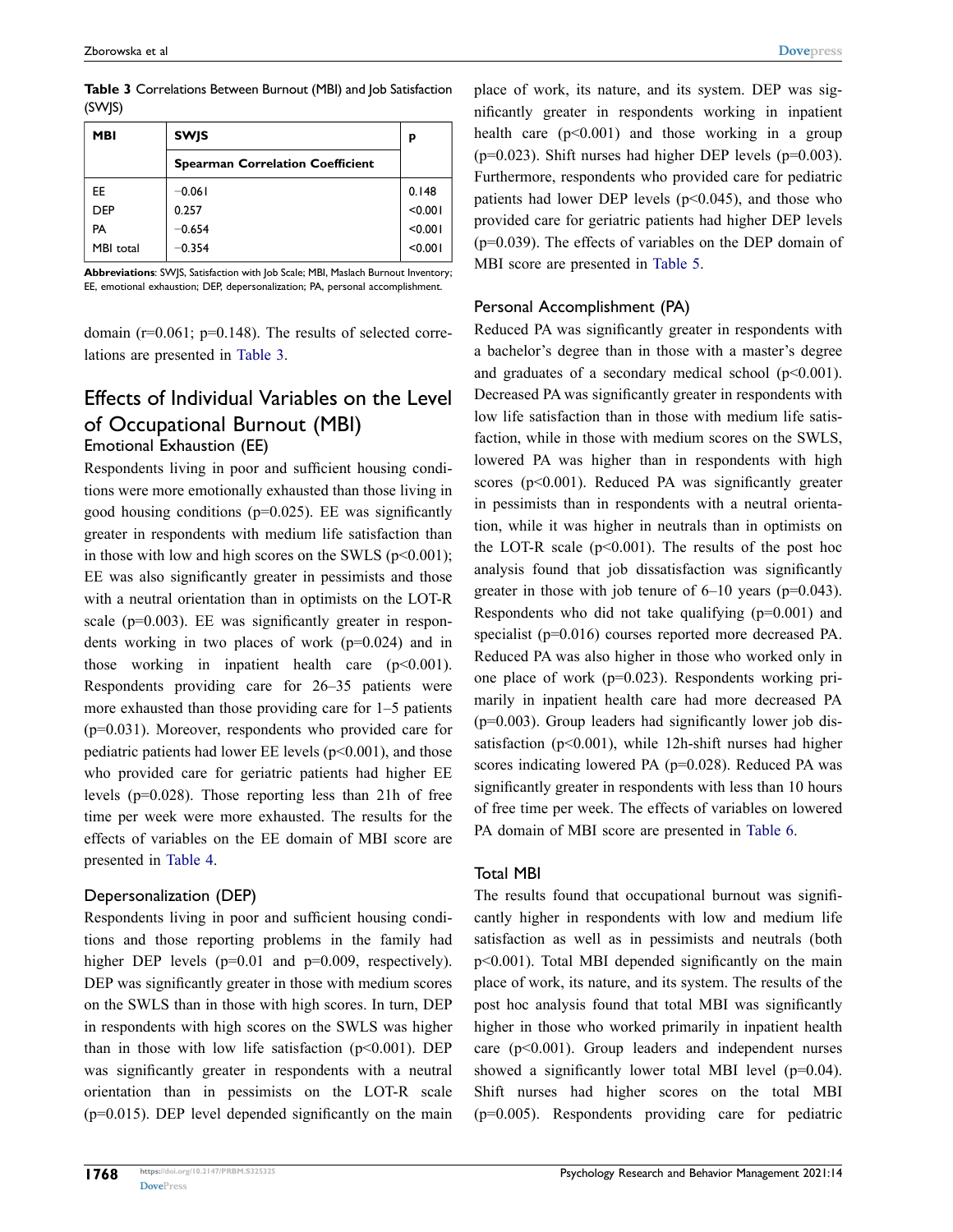**Table 3** Correlations Between Burnout (MBI) and Job Satisfaction (SWJS)

| MBI | SWJS | p |
|---|---|---|
| | **Spearman Correlation Coefficient** | |
| EE | −0.061 | 0.148 |
| DEP | 0.257 | <0.001 |
| PA | −0.654 | <0.001 |
| MBI total | −0.354 | <0.001 |

**Abbreviations**: SWJS, Satisfaction with Job Scale; MBI, Maslach Burnout Inventory; EE, emotional exhaustion; DEP, depersonalization; PA, personal accomplishment.

domain (r=0.061; p=0.148). The results of selected correlations are presented in Table 3.

## Effects of Individual Variables on the Level of Occupational Burnout (MBI)

### Emotional Exhaustion (EE)

Respondents living in poor and sufficient housing conditions were more emotionally exhausted than those living in good housing conditions (p=0.025). EE was significantly greater in respondents with medium life satisfaction than in those with low and high scores on the SWLS (p<0.001); EE was also significantly greater in pessimists and those with a neutral orientation than in optimists on the LOT-R scale (p=0.003). EE was significantly greater in respondents working in two places of work (p=0.024) and in those working in inpatient health care (p<0.001). Respondents providing care for 26–35 patients were more exhausted than those providing care for 1–5 patients (p=0.031). Moreover, respondents who provided care for pediatric patients had lower EE levels (p<0.001), and those who provided care for geriatric patients had higher EE levels (p=0.028). Those reporting less than 21h of free time per week were more exhausted. The results for the effects of variables on the EE domain of MBI score are presented in Table 4.

### Depersonalization (DEP)

Respondents living in poor and sufficient housing conditions and those reporting problems in the family had higher DEP levels (p=0.01 and p=0.009, respectively). DEP was significantly greater in those with medium scores on the SWLS than in those with high scores. In turn, DEP in respondents with high scores on the SWLS was higher than in those with low life satisfaction (p<0.001). DEP was significantly greater in respondents with a neutral orientation than in pessimists on the LOT-R scale (p=0.015). DEP level depended significantly on the main place of work, its nature, and its system. DEP was significantly greater in respondents working in inpatient health care (p<0.001) and those working in a group (p=0.023). Shift nurses had higher DEP levels (p=0.003). Furthermore, respondents who provided care for pediatric patients had lower DEP levels (p<0.045), and those who provided care for geriatric patients had higher DEP levels (p=0.039). The effects of variables on the DEP domain of MBI score are presented in Table 5.

### Personal Accomplishment (PA)

Reduced PA was significantly greater in respondents with a bachelor's degree than in those with a master's degree and graduates of a secondary medical school (p<0.001). Decreased PA was significantly greater in respondents with low life satisfaction than in those with medium life satisfaction, while in those with medium scores on the SWLS, lowered PA was higher than in respondents with high scores (p<0.001). Reduced PA was significantly greater in pessimists than in respondents with a neutral orientation, while it was higher in neutrals than in optimists on the LOT-R scale (p<0.001). The results of the post hoc analysis found that job dissatisfaction was significantly greater in those with job tenure of 6–10 years (p=0.043). Respondents who did not take qualifying (p=0.001) and specialist (p=0.016) courses reported more decreased PA. Reduced PA was also higher in those who worked only in one place of work (p=0.023). Respondents working primarily in inpatient health care had more decreased PA (p=0.003). Group leaders had significantly lower job dissatisfaction (p<0.001), while 12h-shift nurses had higher scores indicating lowered PA (p=0.028). Reduced PA was significantly greater in respondents with less than 10 hours of free time per week. The effects of variables on lowered PA domain of MBI score are presented in Table 6.

### Total MBI

The results found that occupational burnout was significantly higher in respondents with low and medium life satisfaction as well as in pessimists and neutrals (both p<0.001). Total MBI depended significantly on the main place of work, its nature, and its system. The results of the post hoc analysis found that total MBI was significantly higher in those who worked primarily in inpatient health care (p<0.001). Group leaders and independent nurses showed a significantly lower total MBI level (p=0.04). Shift nurses had higher scores on the total MBI (p=0.005). Respondents providing care for pediatric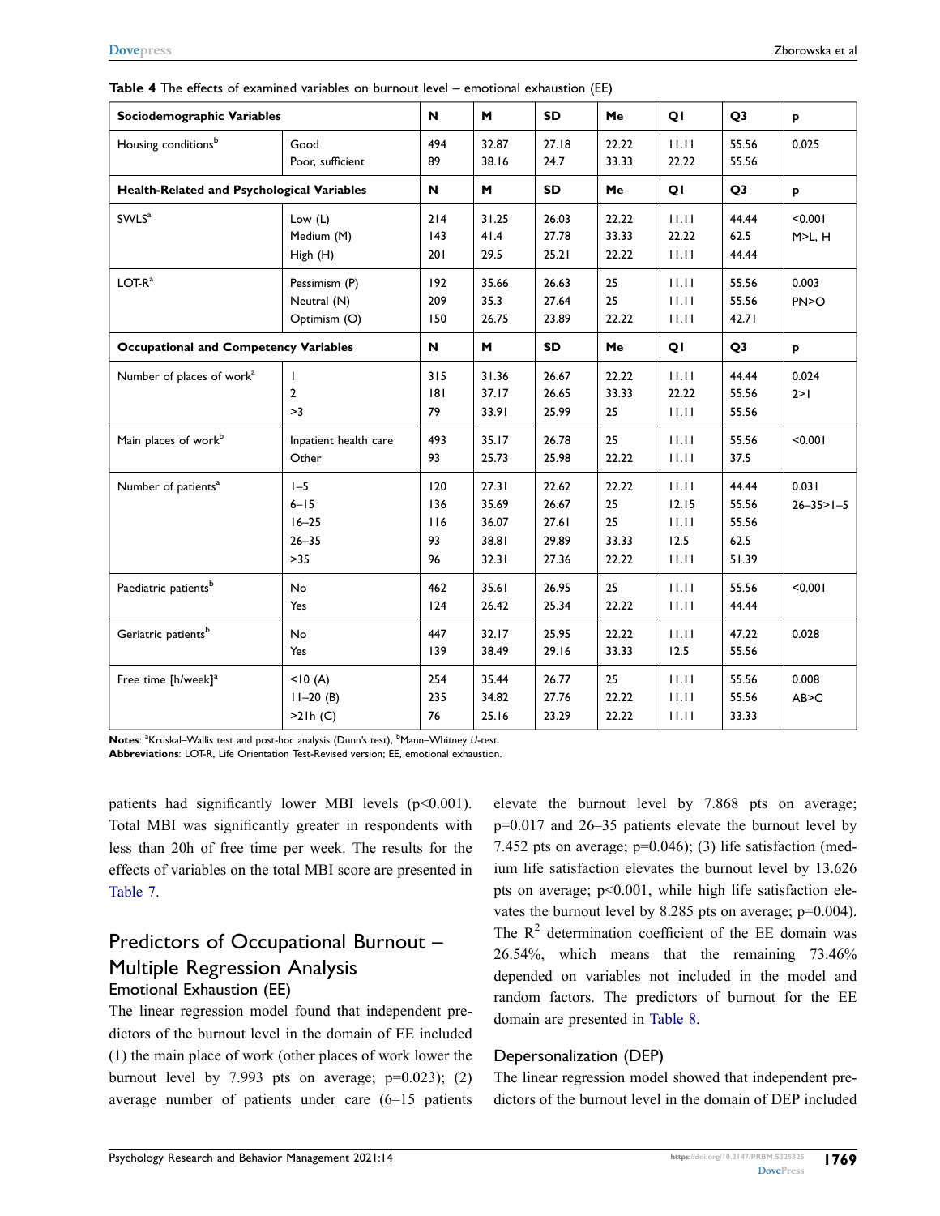**Table 4** The effects of examined variables on burnout level – emotional exhaustion (EE)

| Sociodemographic Variables | | N | M | SD | Me | Q1 | Q3 | p |
|---|---|---|---|---|---|---|---|---|
| Housing conditions[b] | Good<br>Poor, sufficient | 494<br>89 | 32.87<br>38.16 | 27.18<br>24.7 | 22.22<br>33.33 | 11.11<br>22.22 | 55.56<br>55.56 | 0.025 |
| **Health-Related and Psychological Variables** | | **N** | **M** | **SD** | **Me** | **Q1** | **Q3** | **p** |
| SWLS[a] | Low (L)<br>Medium (M)<br>High (H) | 214<br>143<br>201 | 31.25<br>41.4<br>29.5 | 26.03<br>27.78<br>25.21 | 22.22<br>33.33<br>22.22 | 11.11<br>22.22<br>11.11 | 44.44<br>62.5<br>44.44 | <0.001<br>M>L, H |
| LOT-R[a] | Pessimism (P)<br>Neutral (N)<br>Optimism (O) | 192<br>209<br>150 | 35.66<br>35.3<br>26.75 | 26.63<br>27.64<br>23.89 | 25<br>25<br>22.22 | 11.11<br>11.11<br>11.11 | 55.56<br>55.56<br>42.71 | 0.003<br>PN>O |
| **Occupational and Competency Variables** | | **N** | **M** | **SD** | **Me** | **Q1** | **Q3** | **p** |
| Number of places of work[a] | 1<br>2<br>>3 | 315<br>181<br>79 | 31.36<br>37.17<br>33.91 | 26.67<br>26.65<br>25.99 | 22.22<br>33.33<br>25 | 11.11<br>22.22<br>11.11 | 44.44<br>55.56<br>55.56 | 0.024<br>2>1 |
| Main places of work[b] | Inpatient health care<br>Other | 493<br>93 | 35.17<br>25.73 | 26.78<br>25.98 | 25<br>22.22 | 11.11<br>11.11 | 55.56<br>37.5 | <0.001 |
| Number of patients[a] | 1–5<br>6–15<br>16–25<br>26–35<br>>35 | 120<br>136<br>116<br>93<br>96 | 27.31<br>35.69<br>36.07<br>38.81<br>32.31 | 22.62<br>26.67<br>27.61<br>29.89<br>27.36 | 22.22<br>25<br>25<br>33.33<br>22.22 | 11.11<br>12.15<br>11.11<br>12.5<br>11.11 | 44.44<br>55.56<br>55.56<br>62.5<br>51.39 | 0.031<br>26–35>1–5 |
| Paediatric patients[b] | No<br>Yes | 462<br>124 | 35.61<br>26.42 | 26.95<br>25.34 | 25<br>22.22 | 11.11<br>11.11 | 55.56<br>44.44 | <0.001 |
| Geriatric patients[b] | No<br>Yes | 447<br>139 | 32.17<br>38.49 | 25.95<br>29.16 | 22.22<br>33.33 | 11.11<br>12.5 | 47.22<br>55.56 | 0.028 |
| Free time [h/week][a] | <10 (A)<br>11–20 (B)<br>>21h (C) | 254<br>235<br>76 | 35.44<br>34.82<br>25.16 | 26.77<br>27.76<br>23.29 | 25<br>22.22<br>22.22 | 11.11<br>11.11<br>11.11 | 55.56<br>55.56<br>33.33 | 0.008<br>AB>C |

**Notes**: [a]Kruskal–Wallis test and post-hoc analysis (Dunn's test), [b]Mann–Whitney *U*-test.
**Abbreviations**: LOT-R, Life Orientation Test-Revised version; EE, emotional exhaustion.

patients had significantly lower MBI levels (p<0.001). Total MBI was significantly greater in respondents with less than 20h of free time per week. The results for the effects of variables on the total MBI score are presented in Table 7.

## Predictors of Occupational Burnout – Multiple Regression Analysis

### Emotional Exhaustion (EE)

The linear regression model found that independent predictors of the burnout level in the domain of EE included (1) the main place of work (other places of work lower the burnout level by 7.993 pts on average; p=0.023); (2) average number of patients under care (6–15 patients elevate the burnout level by 7.868 pts on average; p=0.017 and 26–35 patients elevate the burnout level by 7.452 pts on average; p=0.046); (3) life satisfaction (medium life satisfaction elevates the burnout level by 13.626 pts on average; p<0.001, while high life satisfaction elevates the burnout level by 8.285 pts on average; p=0.004). The $R^2$ determination coefficient of the EE domain was 26.54%, which means that the remaining 73.46% depended on variables not included in the model and random factors. The predictors of burnout for the EE domain are presented in Table 8.

### Depersonalization (DEP)

The linear regression model showed that independent predictors of the burnout level in the domain of DEP included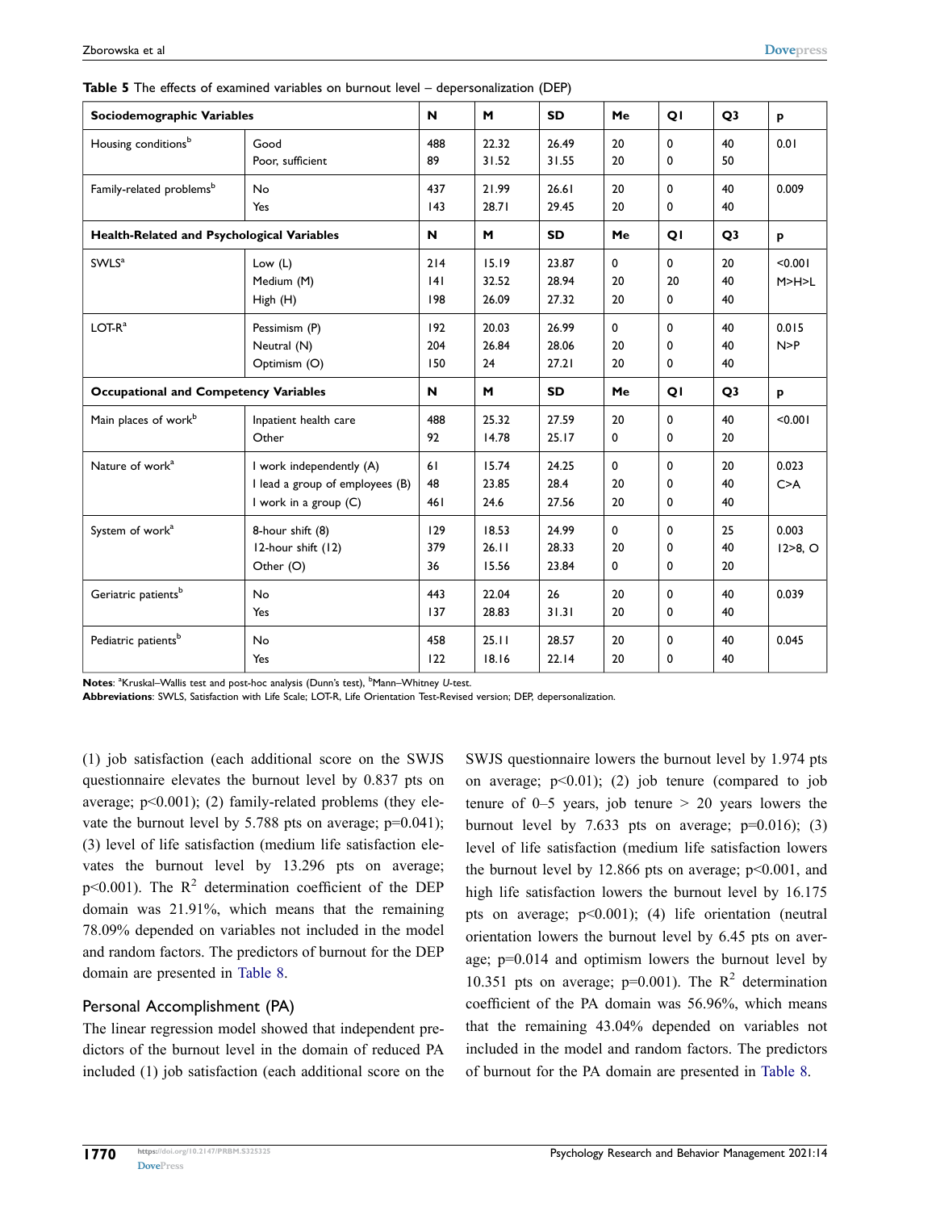**Table 5** The effects of examined variables on burnout level – depersonalization (DEP)

| **Sociodemographic Variables** | | **N** | **M** | **SD** | **Me** | **Q1** | **Q3** | **p** |
|---|---|---|---|---|---|---|---|---|
| Housing conditions[b] | Good<br>Poor, sufficient | 488<br>89 | 22.32<br>31.52 | 26.49<br>31.55 | 20<br>20 | 0<br>0 | 40<br>50 | 0.01 |
| Family-related problems[b] | No<br>Yes | 437<br>143 | 21.99<br>28.71 | 26.61<br>29.45 | 20<br>20 | 0<br>0 | 40<br>40 | 0.009 |
| **Health-Related and Psychological Variables** | | **N** | **M** | **SD** | **Me** | **Q1** | **Q3** | **p** |
| SWLS[a] | Low (L)<br>Medium (M)<br>High (H) | 214<br>141<br>198 | 15.19<br>32.52<br>26.09 | 23.87<br>28.94<br>27.32 | 0<br>20<br>20 | 0<br>20<br>0 | 20<br>40<br>40 | <0.001<br>M>H>L |
| LOT-R[a] | Pessimism (P)<br>Neutral (N)<br>Optimism (O) | 192<br>204<br>150 | 20.03<br>26.84<br>24 | 26.99<br>28.06<br>27.21 | 0<br>20<br>20 | 0<br>0<br>0 | 40<br>40<br>40 | 0.015<br>N>P |
| **Occupational and Competency Variables** | | **N** | **M** | **SD** | **Me** | **Q1** | **Q3** | **p** |
| Main places of work[b] | Inpatient health care<br>Other | 488<br>92 | 25.32<br>14.78 | 27.59<br>25.17 | 20<br>0 | 0<br>0 | 40<br>20 | <0.001 |
| Nature of work[a] | I work independently (A)<br>I lead a group of employees (B)<br>I work in a group (C) | 61<br>48<br>461 | 15.74<br>23.85<br>24.6 | 24.25<br>28.4<br>27.56 | 0<br>20<br>20 | 0<br>0<br>0 | 20<br>40<br>40 | 0.023<br>C>A |
| System of work[a] | 8-hour shift (8)<br>12-hour shift (12)<br>Other (O) | 129<br>379<br>36 | 18.53<br>26.11<br>15.56 | 24.99<br>28.33<br>23.84 | 0<br>20<br>0 | 0<br>0<br>0 | 25<br>40<br>20 | 0.003<br>12>8, O |
| Geriatric patients[b] | No<br>Yes | 443<br>137 | 22.04<br>28.83 | 26<br>31.31 | 20<br>20 | 0<br>0 | 40<br>40 | 0.039 |
| Pediatric patients[b] | No<br>Yes | 458<br>122 | 25.11<br>18.16 | 28.57<br>22.14 | 20<br>20 | 0<br>0 | 40<br>40 | 0.045 |

**Notes**: [a]Kruskal–Wallis test and post-hoc analysis (Dunn's test), [b]Mann–Whitney *U*-test.
**Abbreviations**: SWLS, Satisfaction with Life Scale; LOT-R, Life Orientation Test-Revised version; DEP, depersonalization.

(1) job satisfaction (each additional score on the SWJS questionnaire elevates the burnout level by 0.837 pts on average; p<0.001); (2) family-related problems (they elevate the burnout level by 5.788 pts on average; p=0.041); (3) level of life satisfaction (medium life satisfaction elevates the burnout level by 13.296 pts on average; p<0.001). The $R^2$ determination coefficient of the DEP domain was 21.91%, which means that the remaining 78.09% depended on variables not included in the model and random factors. The predictors of burnout for the DEP domain are presented in Table 8.

### Personal Accomplishment (PA)

The linear regression model showed that independent predictors of the burnout level in the domain of reduced PA included (1) job satisfaction (each additional score on the SWJS questionnaire lowers the burnout level by 1.974 pts on average; p<0.01); (2) job tenure (compared to job tenure of 0–5 years, job tenure > 20 years lowers the burnout level by 7.633 pts on average; p=0.016); (3) level of life satisfaction (medium life satisfaction lowers the burnout level by 12.866 pts on average; p<0.001, and high life satisfaction lowers the burnout level by 16.175 pts on average; p<0.001); (4) life orientation (neutral orientation lowers the burnout level by 6.45 pts on average; p=0.014 and optimism lowers the burnout level by 10.351 pts on average; p=0.001). The $R^2$ determination coefficient of the PA domain was 56.96%, which means that the remaining 43.04% depended on variables not included in the model and random factors. The predictors of burnout for the PA domain are presented in Table 8.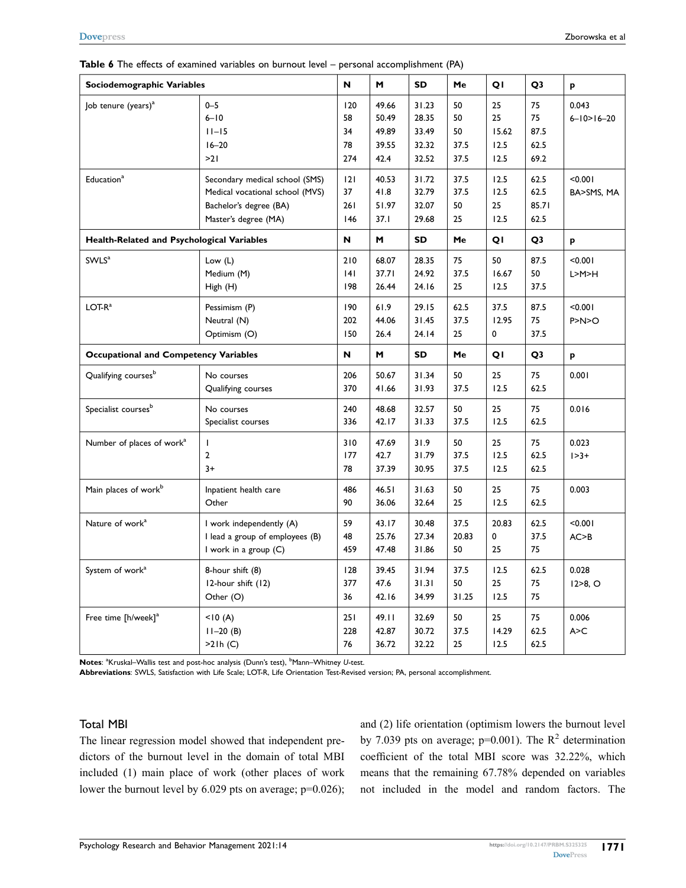**Table 6** The effects of examined variables on burnout level – personal accomplishment (PA)

| Sociodemographic Variables | | N | M | SD | Me | Q1 | Q3 | p |
|---|---|---|---|---|---|---|---|---|
| Job tenure (years)[a] | 0–5<br>6–10<br>11–15<br>16–20<br>>21 | 120<br>58<br>34<br>78<br>274 | 49.66<br>50.49<br>49.89<br>39.55<br>42.4 | 31.23<br>28.35<br>33.49<br>32.32<br>32.52 | 50<br>50<br>50<br>37.5<br>37.5 | 25<br>25<br>15.62<br>12.5<br>12.5 | 75<br>75<br>87.5<br>62.5<br>69.2 | 0.043<br>6–10>16–20 |
| Education[a] | Secondary medical school (SMS)<br>Medical vocational school (MVS)<br>Bachelor's degree (BA)<br>Master's degree (MA) | 121<br>37<br>261<br>146 | 40.53<br>41.8<br>51.97<br>37.1 | 31.72<br>32.79<br>32.07<br>29.68 | 37.5<br>37.5<br>50<br>25 | 12.5<br>12.5<br>25<br>12.5 | 62.5<br>62.5<br>85.71<br>62.5 | <0.001<br>BA>SMS, MA |
| **Health-Related and Psychological Variables** | | **N** | **M** | **SD** | **Me** | **Q1** | **Q3** | **p** |
| SWLS[a] | Low (L)<br>Medium (M)<br>High (H) | 210<br>141<br>198 | 68.07<br>37.71<br>26.44 | 28.35<br>24.92<br>24.16 | 75<br>37.5<br>25 | 50<br>16.67<br>12.5 | 87.5<br>50<br>37.5 | <0.001<br>L>M>H |
| LOT-R[a] | Pessimism (P)<br>Neutral (N)<br>Optimism (O) | 190<br>202<br>150 | 61.9<br>44.06<br>26.4 | 29.15<br>31.45<br>24.14 | 62.5<br>37.5<br>25 | 37.5<br>12.95<br>0 | 87.5<br>75<br>37.5 | <0.001<br>P>N>O |
| **Occupational and Competency Variables** | | **N** | **M** | **SD** | **Me** | **Q1** | **Q3** | **p** |
| Qualifying courses[b] | No courses<br>Qualifying courses | 206<br>370 | 50.67<br>41.66 | 31.34<br>31.93 | 50<br>37.5 | 25<br>12.5 | 75<br>62.5 | 0.001 |
| Specialist courses[b] | No courses<br>Specialist courses | 240<br>336 | 48.68<br>42.17 | 32.57<br>31.33 | 50<br>37.5 | 25<br>12.5 | 75<br>62.5 | 0.016 |
| Number of places of work[a] | 1<br>2<br>3+ | 310<br>177<br>78 | 47.69<br>42.7<br>37.39 | 31.9<br>31.79<br>30.95 | 50<br>37.5<br>37.5 | 25<br>12.5<br>12.5 | 75<br>62.5<br>62.5 | 0.023<br>1>3+ |
| Main places of work[b] | Inpatient health care<br>Other | 486<br>90 | 46.51<br>36.06 | 31.63<br>32.64 | 50<br>25 | 25<br>12.5 | 75<br>62.5 | 0.003 |
| Nature of work[a] | I work independently (A)<br>I lead a group of employees (B)<br>I work in a group (C) | 59<br>48<br>459 | 43.17<br>25.76<br>47.48 | 30.48<br>27.34<br>31.86 | 37.5<br>20.83<br>50 | 20.83<br>0<br>25 | 62.5<br>37.5<br>75 | <0.001<br>AC>B |
| System of work[a] | 8-hour shift (8)<br>12-hour shift (12)<br>Other (O) | 128<br>377<br>36 | 39.45<br>47.6<br>42.16 | 31.94<br>31.31<br>34.99 | 37.5<br>50<br>31.25 | 12.5<br>25<br>12.5 | 62.5<br>75<br>75 | 0.028<br>12>8, O |
| Free time [h/week][a] | <10 (A)<br>11–20 (B)<br>>21h (C) | 251<br>228<br>76 | 49.11<br>42.87<br>36.72 | 32.69<br>30.72<br>32.22 | 50<br>37.5<br>25 | 25<br>14.29<br>12.5 | 75<br>62.5<br>62.5 | 0.006<br>A>C |

**Notes**: [a]Kruskal–Wallis test and post-hoc analysis (Dunn's test), [b]Mann–Whitney *U*-test.
**Abbreviations**: SWLS, Satisfaction with Life Scale; LOT-R, Life Orientation Test-Revised version; PA, personal accomplishment.

### Total MBI

The linear regression model showed that independent predictors of the burnout level in the domain of total MBI included (1) main place of work (other places of work lower the burnout level by 6.029 pts on average; p=0.026); and (2) life orientation (optimism lowers the burnout level by 7.039 pts on average; p=0.001). The $R^2$ determination coefficient of the total MBI score was 32.22%, which means that the remaining 67.78% depended on variables not included in the model and random factors. The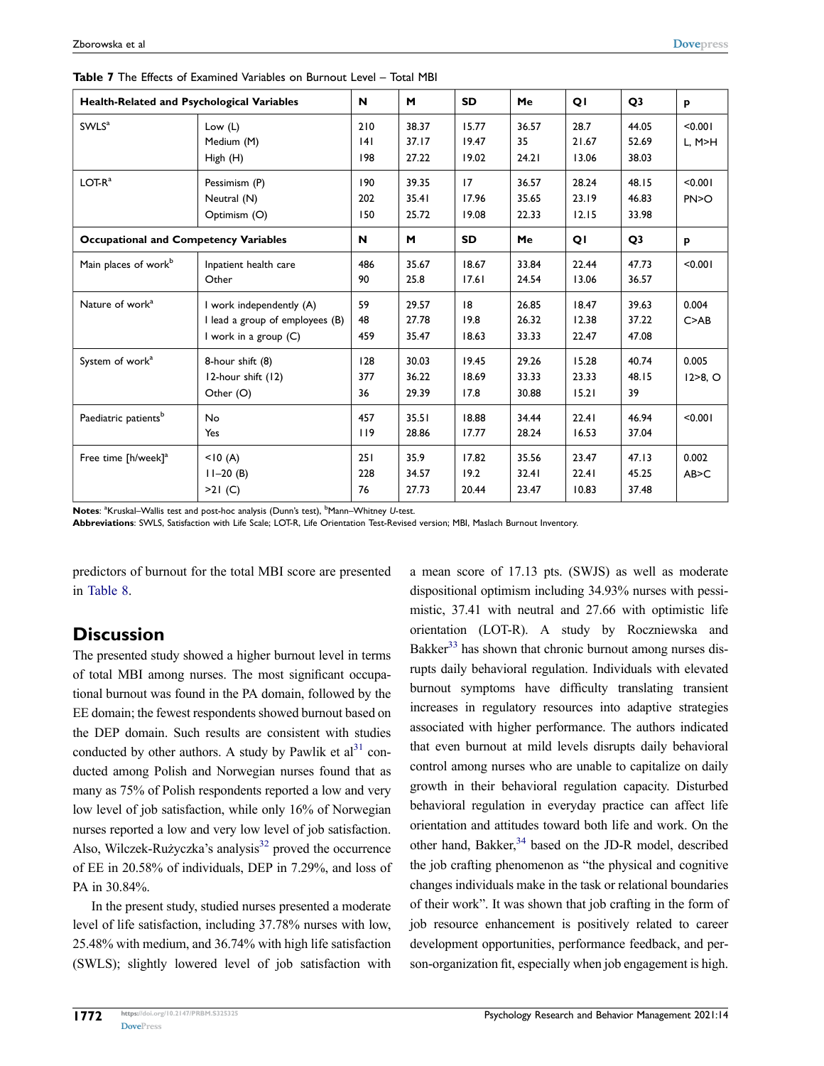**Table 7** The Effects of Examined Variables on Burnout Level – Total MBI

| Health-Related and Psychological Variables | | N | M | SD | Me | Q1 | Q3 | p |
|---|---|---|---|---|---|---|---|---|
| SWLS[a] | Low (L)<br>Medium (M)<br>High (H) | 210<br>141<br>198 | 38.37<br>37.17<br>27.22 | 15.77<br>19.47<br>19.02 | 36.57<br>35<br>24.21 | 28.7<br>21.67<br>13.06 | 44.05<br>52.69<br>38.03 | <0.001<br>L, M>H |
| LOT-R[a] | Pessimism (P)<br>Neutral (N)<br>Optimism (O) | 190<br>202<br>150 | 39.35<br>35.41<br>25.72 | 17<br>17.96<br>19.08 | 36.57<br>35.65<br>22.33 | 28.24<br>23.19<br>12.15 | 48.15<br>46.83<br>33.98 | <0.001<br>PN>O |
| **Occupational and Competency Variables** | | **N** | **M** | **SD** | **Me** | **Q1** | **Q3** | **p** |
| Main places of work[b] | Inpatient health care<br>Other | 486<br>90 | 35.67<br>25.8 | 18.67<br>17.61 | 33.84<br>24.54 | 22.44<br>13.06 | 47.73<br>36.57 | <0.001 |
| Nature of work[a] | I work independently (A)<br>I lead a group of employees (B)<br>I work in a group (C) | 59<br>48<br>459 | 29.57<br>27.78<br>35.47 | 18<br>19.8<br>18.63 | 26.85<br>26.32<br>33.33 | 18.47<br>12.38<br>22.47 | 39.63<br>37.22<br>47.08 | 0.004<br>C>AB |
| System of work[a] | 8-hour shift (8)<br>12-hour shift (12)<br>Other (O) | 128<br>377<br>36 | 30.03<br>36.22<br>29.39 | 19.45<br>18.69<br>17.8 | 29.26<br>33.33<br>30.88 | 15.28<br>23.33<br>15.21 | 40.74<br>48.15<br>39 | 0.005<br>12>8, O |
| Paediatric patients[b] | No<br>Yes | 457<br>119 | 35.51<br>28.86 | 18.88<br>17.77 | 34.44<br>28.24 | 22.41<br>16.53 | 46.94<br>37.04 | <0.001 |
| Free time [h/week][a] | <10 (A)<br>11–20 (B)<br>>21 (C) | 251<br>228<br>76 | 35.9<br>34.57<br>27.73 | 17.82<br>19.2<br>20.44 | 35.56<br>32.41<br>23.47 | 23.47<br>22.41<br>10.83 | 47.13<br>45.25<br>37.48 | 0.002<br>AB>C |

**Notes**: [a]Kruskal–Wallis test and post-hoc analysis (Dunn's test), [b]Mann–Whitney *U*-test.
**Abbreviations**: SWLS, Satisfaction with Life Scale; LOT-R, Life Orientation Test-Revised version; MBI, Maslach Burnout Inventory.

predictors of burnout for the total MBI score are presented in Table 8.

## Discussion

The presented study showed a higher burnout level in terms of total MBI among nurses. The most significant occupational burnout was found in the PA domain, followed by the EE domain; the fewest respondents showed burnout based on the DEP domain. Such results are consistent with studies conducted by other authors. A study by Pawlik et al[31] conducted among Polish and Norwegian nurses found that as many as 75% of Polish respondents reported a low and very low level of job satisfaction, while only 16% of Norwegian nurses reported a low and very low level of job satisfaction. Also, Wilczek-Rużyczka's analysis[32] proved the occurrence of EE in 20.58% of individuals, DEP in 7.29%, and loss of PA in 30.84%.

In the present study, studied nurses presented a moderate level of life satisfaction, including 37.78% nurses with low, 25.48% with medium, and 36.74% with high life satisfaction (SWLS); slightly lowered level of job satisfaction with a mean score of 17.13 pts. (SWJS) as well as moderate dispositional optimism including 34.93% nurses with pessimistic, 37.41 with neutral and 27.66 with optimistic life orientation (LOT-R). A study by Roczniewska and Bakker[33] has shown that chronic burnout among nurses disrupts daily behavioral regulation. Individuals with elevated burnout symptoms have difficulty translating transient increases in regulatory resources into adaptive strategies associated with higher performance. The authors indicated that even burnout at mild levels disrupts daily behavioral control among nurses who are unable to capitalize on daily growth in their behavioral regulation capacity. Disturbed behavioral regulation in everyday practice can affect life orientation and attitudes toward both life and work. On the other hand, Bakker,[34] based on the JD-R model, described the job crafting phenomenon as "the physical and cognitive changes individuals make in the task or relational boundaries of their work". It was shown that job crafting in the form of job resource enhancement is positively related to career development opportunities, performance feedback, and person-organization fit, especially when job engagement is high.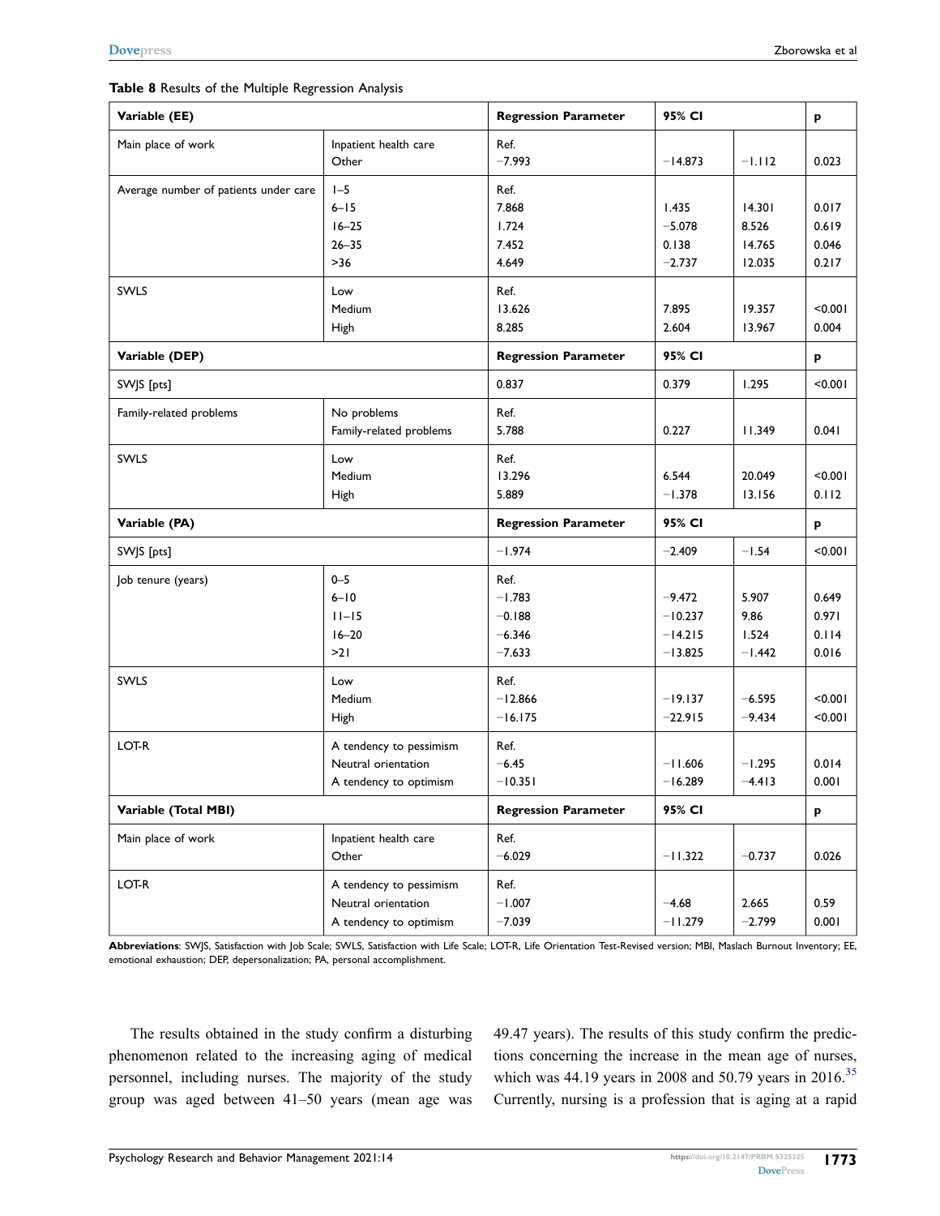**Table 8** Results of the Multiple Regression Analysis

| Variable (EE) | | Regression Parameter | 95% CI | | p |
|---|---|---|---|---|---|
| Main place of work | Inpatient health care | Ref. | | | |
| | Other | −7.993 | −14.873 | −1.112 | 0.023 |
| Average number of patients under care | 1–5 | Ref. | | | |
| | 6–15 | 7.868 | 1.435 | 14.301 | 0.017 |
| | 16–25 | 1.724 | −5.078 | 8.526 | 0.619 |
| | 26–35 | 7.452 | 0.138 | 14.765 | 0.046 |
| | >36 | 4.649 | −2.737 | 12.035 | 0.217 |
| SWLS | Low | Ref. | | | |
| | Medium | 13.626 | 7.895 | 19.357 | <0.001 |
| | High | 8.285 | 2.604 | 13.967 | 0.004 |
| **Variable (DEP)** | | **Regression Parameter** | **95% CI** | | **p** |
| SWJS [pts] | | 0.837 | 0.379 | 1.295 | <0.001 |
| Family-related problems | No problems | Ref. | | | |
| | Family-related problems | 5.788 | 0.227 | 11.349 | 0.041 |
| SWLS | Low | Ref. | | | |
| | Medium | 13.296 | 6.544 | 20.049 | <0.001 |
| | High | 5.889 | −1.378 | 13.156 | 0.112 |
| **Variable (PA)** | | **Regression Parameter** | **95% CI** | | **p** |
| SWJS [pts] | | −1.974 | −2.409 | −1.54 | <0.001 |
| Job tenure (years) | 0–5 | Ref. | | | |
| | 6–10 | −1.783 | −9.472 | 5.907 | 0.649 |
| | 11–15 | −0.188 | −10.237 | 9.86 | 0.971 |
| | 16–20 | −6.346 | −14.215 | 1.524 | 0.114 |
| | >21 | −7.633 | −13.825 | −1.442 | 0.016 |
| SWLS | Low | Ref. | | | |
| | Medium | −12.866 | −19.137 | −6.595 | <0.001 |
| | High | −16.175 | −22.915 | −9.434 | <0.001 |
| LOT-R | A tendency to pessimism | Ref. | | | |
| | Neutral orientation | −6.45 | −11.606 | −1.295 | 0.014 |
| | A tendency to optimism | −10.351 | −16.289 | −4.413 | 0.001 |
| **Variable (Total MBI)** | | **Regression Parameter** | **95% CI** | | **p** |
| Main place of work | Inpatient health care | Ref. | | | |
| | Other | −6.029 | −11.322 | −0.737 | 0.026 |
| LOT-R | A tendency to pessimism | Ref. | | | |
| | Neutral orientation | −1.007 | −4.68 | 2.665 | 0.59 |
| | A tendency to optimism | −7.039 | −11.279 | −2.799 | 0.001 |

**Abbreviations**: SWJS, Satisfaction with Job Scale; SWLS, Satisfaction with Life Scale; LOT-R, Life Orientation Test-Revised version; MBI, Maslach Burnout Inventory; EE, emotional exhaustion; DEP, depersonalization; PA, personal accomplishment.

The results obtained in the study confirm a disturbing phenomenon related to the increasing aging of medical personnel, including nurses. The majority of the study group was aged between 41–50 years (mean age was 49.47 years). The results of this study confirm the predictions concerning the increase in the mean age of nurses, which was 44.19 years in 2008 and 50.79 years in 2016.[35] Currently, nursing is a profession that is aging at a rapid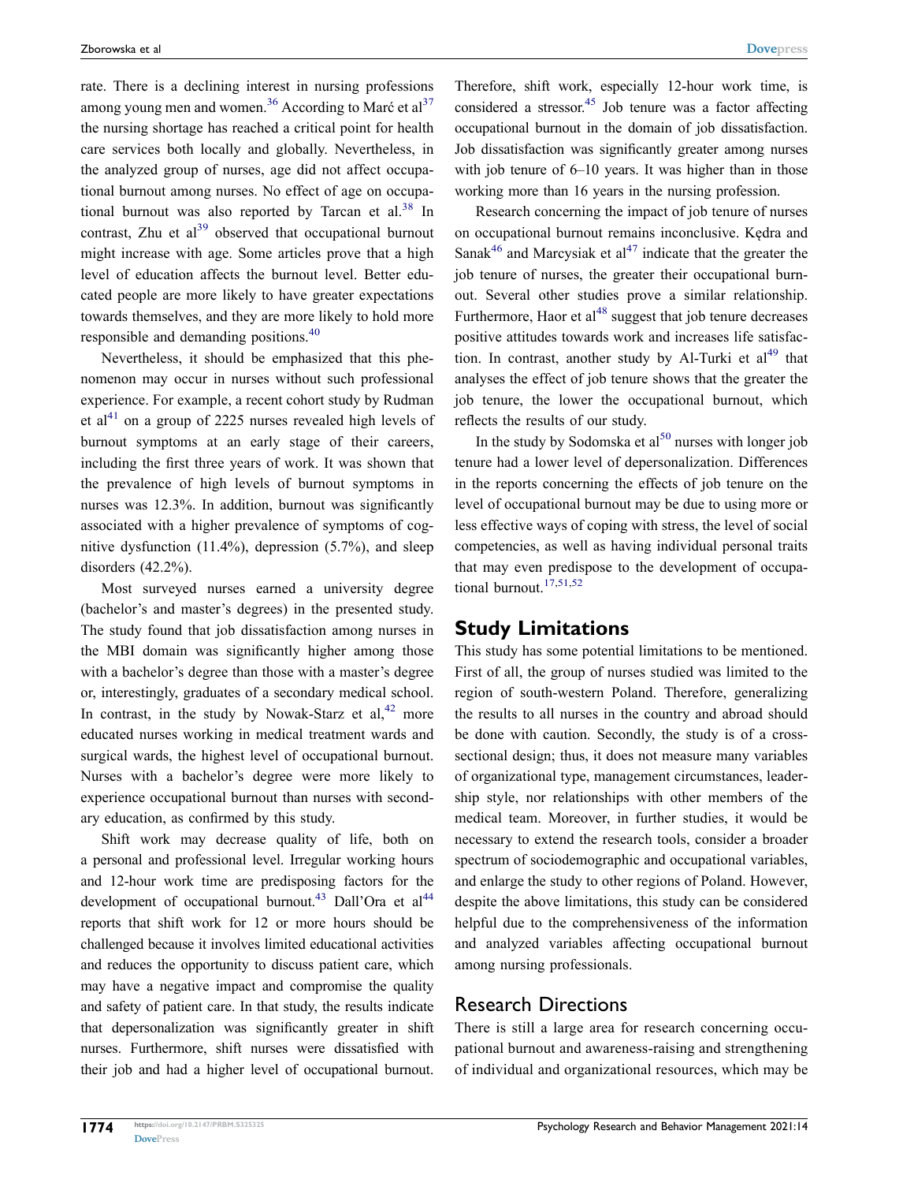rate. There is a declining interest in nursing professions among young men and women.[36] According to Marć et al[37] the nursing shortage has reached a critical point for health care services both locally and globally. Nevertheless, in the analyzed group of nurses, age did not affect occupational burnout among nurses. No effect of age on occupational burnout was also reported by Tarcan et al.[38] In contrast, Zhu et al[39] observed that occupational burnout might increase with age. Some articles prove that a high level of education affects the burnout level. Better educated people are more likely to have greater expectations towards themselves, and they are more likely to hold more responsible and demanding positions.[40]

Nevertheless, it should be emphasized that this phenomenon may occur in nurses without such professional experience. For example, a recent cohort study by Rudman et al[41] on a group of 2225 nurses revealed high levels of burnout symptoms at an early stage of their careers, including the first three years of work. It was shown that the prevalence of high levels of burnout symptoms in nurses was 12.3%. In addition, burnout was significantly associated with a higher prevalence of symptoms of cognitive dysfunction (11.4%), depression (5.7%), and sleep disorders (42.2%).

Most surveyed nurses earned a university degree (bachelor's and master's degrees) in the presented study. The study found that job dissatisfaction among nurses in the MBI domain was significantly higher among those with a bachelor's degree than those with a master's degree or, interestingly, graduates of a secondary medical school. In contrast, in the study by Nowak-Starz et al,[42] more educated nurses working in medical treatment wards and surgical wards, the highest level of occupational burnout. Nurses with a bachelor's degree were more likely to experience occupational burnout than nurses with secondary education, as confirmed by this study.

Shift work may decrease quality of life, both on a personal and professional level. Irregular working hours and 12-hour work time are predisposing factors for the development of occupational burnout.[43] Dall'Ora et al[44] reports that shift work for 12 or more hours should be challenged because it involves limited educational activities and reduces the opportunity to discuss patient care, which may have a negative impact and compromise the quality and safety of patient care. In that study, the results indicate that depersonalization was significantly greater in shift nurses. Furthermore, shift nurses were dissatisfied with their job and had a higher level of occupational burnout. Therefore, shift work, especially 12-hour work time, is considered a stressor.[45] Job tenure was a factor affecting occupational burnout in the domain of job dissatisfaction. Job dissatisfaction was significantly greater among nurses with job tenure of 6–10 years. It was higher than in those working more than 16 years in the nursing profession.

Research concerning the impact of job tenure of nurses on occupational burnout remains inconclusive. Kędra and Sanak[46] and Marcysiak et al[47] indicate that the greater the job tenure of nurses, the greater their occupational burnout. Several other studies prove a similar relationship. Furthermore, Haor et al[48] suggest that job tenure decreases positive attitudes towards work and increases life satisfaction. In contrast, another study by Al-Turki et al[49] that analyses the effect of job tenure shows that the greater the job tenure, the lower the occupational burnout, which reflects the results of our study.

In the study by Sodomska et al[50] nurses with longer job tenure had a lower level of depersonalization. Differences in the reports concerning the effects of job tenure on the level of occupational burnout may be due to using more or less effective ways of coping with stress, the level of social competencies, as well as having individual personal traits that may even predispose to the development of occupational burnout.[17,51,52]

## Study Limitations

This study has some potential limitations to be mentioned. First of all, the group of nurses studied was limited to the region of south-western Poland. Therefore, generalizing the results to all nurses in the country and abroad should be done with caution. Secondly, the study is of a cross-sectional design; thus, it does not measure many variables of organizational type, management circumstances, leadership style, nor relationships with other members of the medical team. Moreover, in further studies, it would be necessary to extend the research tools, consider a broader spectrum of sociodemographic and occupational variables, and enlarge the study to other regions of Poland. However, despite the above limitations, this study can be considered helpful due to the comprehensiveness of the information and analyzed variables affecting occupational burnout among nursing professionals.

## Research Directions

There is still a large area for research concerning occupational burnout and awareness-raising and strengthening of individual and organizational resources, which may be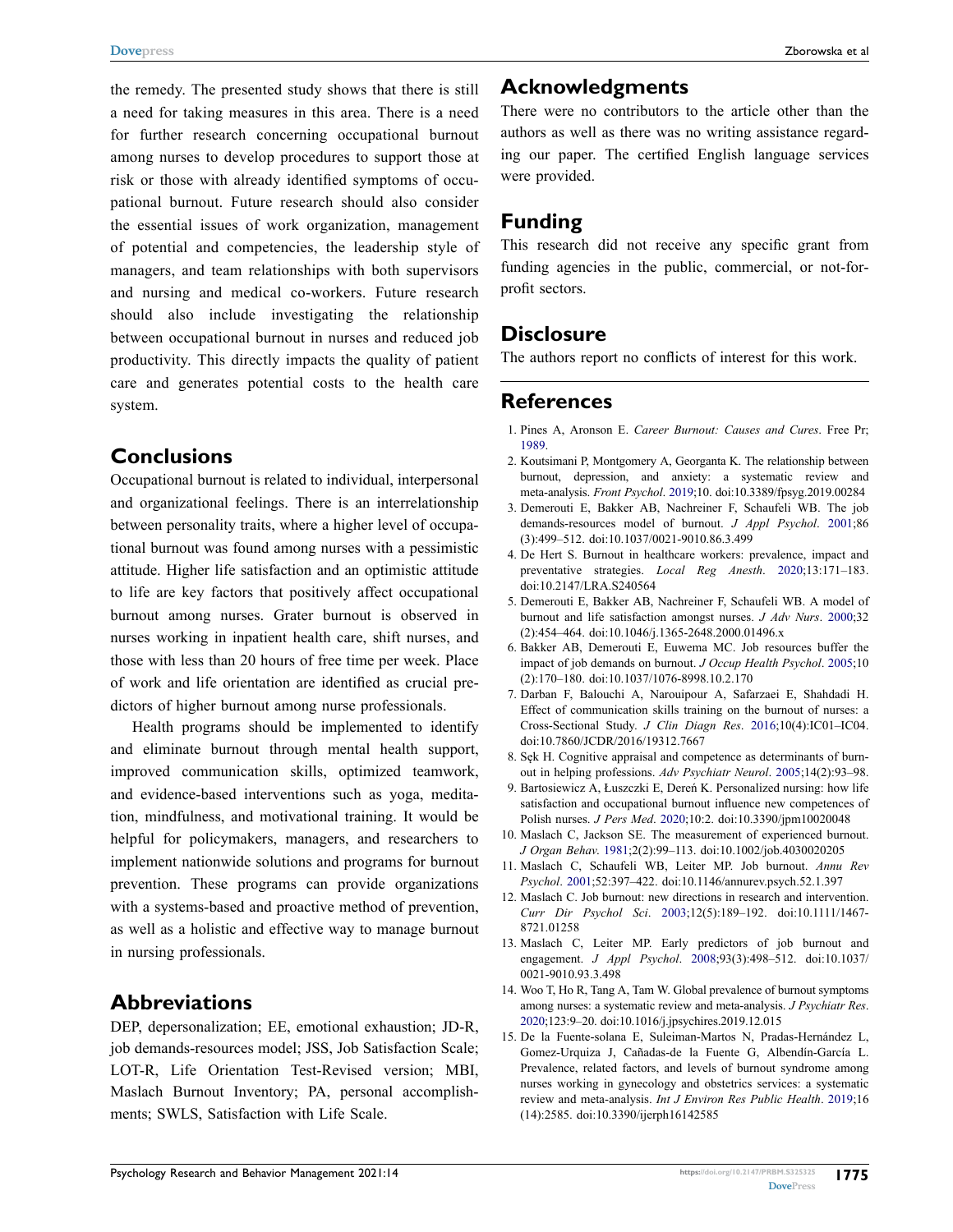the remedy. The presented study shows that there is still a need for taking measures in this area. There is a need for further research concerning occupational burnout among nurses to develop procedures to support those at risk or those with already identified symptoms of occupational burnout. Future research should also consider the essential issues of work organization, management of potential and competencies, the leadership style of managers, and team relationships with both supervisors and nursing and medical co-workers. Future research should also include investigating the relationship between occupational burnout in nurses and reduced job productivity. This directly impacts the quality of patient care and generates potential costs to the health care system.

## Conclusions

Occupational burnout is related to individual, interpersonal and organizational feelings. There is an interrelationship between personality traits, where a higher level of occupational burnout was found among nurses with a pessimistic attitude. Higher life satisfaction and an optimistic attitude to life are key factors that positively affect occupational burnout among nurses. Grater burnout is observed in nurses working in inpatient health care, shift nurses, and those with less than 20 hours of free time per week. Place of work and life orientation are identified as crucial predictors of higher burnout among nurse professionals.

Health programs should be implemented to identify and eliminate burnout through mental health support, improved communication skills, optimized teamwork, and evidence-based interventions such as yoga, meditation, mindfulness, and motivational training. It would be helpful for policymakers, managers, and researchers to implement nationwide solutions and programs for burnout prevention. These programs can provide organizations with a systems-based and proactive method of prevention, as well as a holistic and effective way to manage burnout in nursing professionals.

## Abbreviations

DEP, depersonalization; EE, emotional exhaustion; JD-R, job demands-resources model; JSS, Job Satisfaction Scale; LOT-R, Life Orientation Test-Revised version; MBI, Maslach Burnout Inventory; PA, personal accomplishments; SWLS, Satisfaction with Life Scale.

## Acknowledgments

There were no contributors to the article other than the authors as well as there was no writing assistance regarding our paper. The certified English language services were provided.

## Funding

This research did not receive any specific grant from funding agencies in the public, commercial, or not-for-profit sectors.

## Disclosure

The authors report no conflicts of interest for this work.

## References

1. Pines A, Aronson E. *Career Burnout: Causes and Cures*. Free Pr; 1989.
2. Koutsimani P, Montgomery A, Georganta K. The relationship between burnout, depression, and anxiety: a systematic review and meta-analysis. *Front Psychol*. 2019;10. doi:10.3389/fpsyg.2019.00284
3. Demerouti E, Bakker AB, Nachreiner F, Schaufeli WB. The job demands-resources model of burnout. *J Appl Psychol*. 2001;86 (3):499–512. doi:10.1037/0021-9010.86.3.499
4. De Hert S. Burnout in healthcare workers: prevalence, impact and preventative strategies. *Local Reg Anesth*. 2020;13:171–183. doi:10.2147/LRA.S240564
5. Demerouti E, Bakker AB, Nachreiner F, Schaufeli WB. A model of burnout and life satisfaction amongst nurses. *J Adv Nurs*. 2000;32 (2):454–464. doi:10.1046/j.1365-2648.2000.01496.x
6. Bakker AB, Demerouti E, Euwema MC. Job resources buffer the impact of job demands on burnout. *J Occup Health Psychol*. 2005;10 (2):170–180. doi:10.1037/1076-8998.10.2.170
7. Darban F, Balouchi A, Narouipour A, Safarzaei E, Shahdadi H. Effect of communication skills training on the burnout of nurses: a Cross-Sectional Study. *J Clin Diagn Res*. 2016;10(4):IC01–IC04. doi:10.7860/JCDR/2016/19312.7667
8. Sęk H. Cognitive appraisal and competence as determinants of burnout in helping professions. *Adv Psychiatr Neurol*. 2005;14(2):93–98.
9. Bartosiewicz A, Łuszczki E, Dereń K. Personalized nursing: how life satisfaction and occupational burnout influence new competences of Polish nurses. *J Pers Med*. 2020;10:2. doi:10.3390/jpm10020048
10. Maslach C, Jackson SE. The measurement of experienced burnout. *J Organ Behav*. 1981;2(2):99–113. doi:10.1002/job.4030020205
11. Maslach C, Schaufeli WB, Leiter MP. Job burnout. *Annu Rev Psychol*. 2001;52:397–422. doi:10.1146/annurev.psych.52.1.397
12. Maslach C. Job burnout: new directions in research and intervention. *Curr Dir Psychol Sci*. 2003;12(5):189–192. doi:10.1111/1467-8721.01258
13. Maslach C, Leiter MP. Early predictors of job burnout and engagement. *J Appl Psychol*. 2008;93(3):498–512. doi:10.1037/0021-9010.93.3.498
14. Woo T, Ho R, Tang A, Tam W. Global prevalence of burnout symptoms among nurses: a systematic review and meta-analysis. *J Psychiatr Res*. 2020;123:9–20. doi:10.1016/j.jpsychires.2019.12.015
15. De la Fuente-solana E, Suleiman-Martos N, Pradas-Hernández L, Gomez-Urquiza J, Cañadas-de la Fuente G, Albendín-García L. Prevalence, related factors, and levels of burnout syndrome among nurses working in gynecology and obstetrics services: a systematic review and meta-analysis. *Int J Environ Res Public Health*. 2019;16 (14):2585. doi:10.3390/ijerph16142585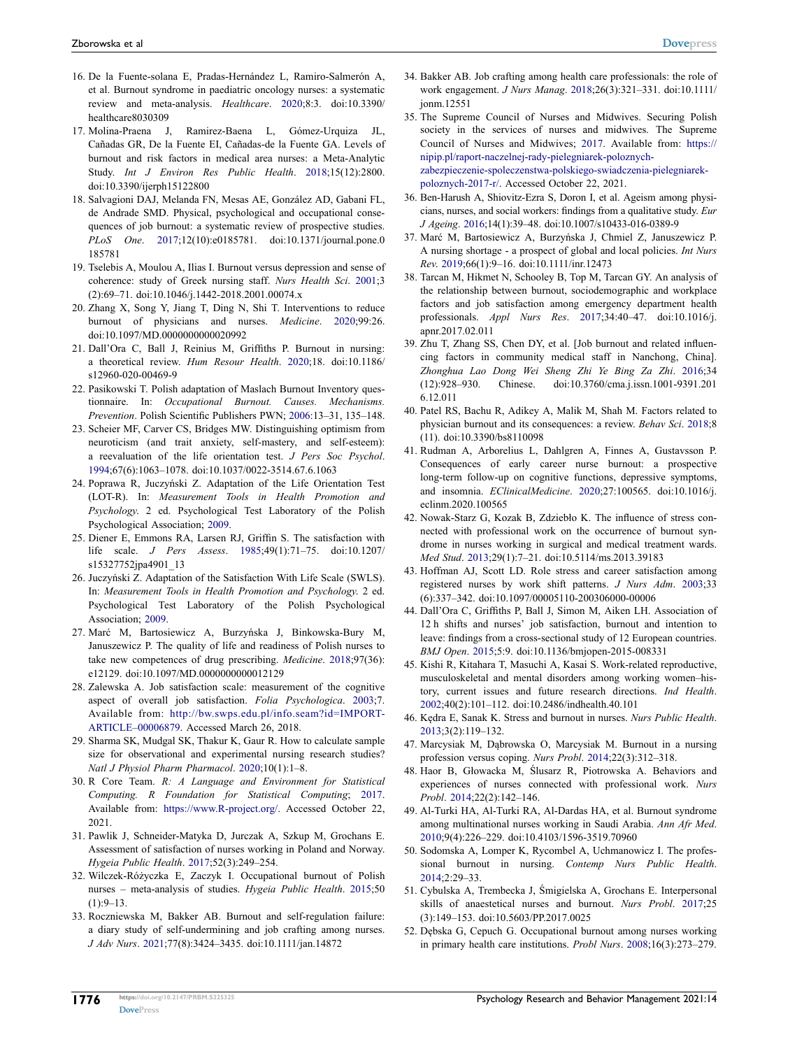16. De la Fuente-solana E, Pradas-Hernández L, Ramiro-Salmerón A, et al. Burnout syndrome in paediatric oncology nurses: a systematic review and meta-analysis. *Healthcare*. 2020;8:3. doi:10.3390/healthcare8030309
17. Molina-Praena J, Ramirez-Baena L, Gómez-Urquiza JL, Cañadas GR, De la Fuente EI, Cañadas-de la Fuente GA. Levels of burnout and risk factors in medical area nurses: a Meta-Analytic Study. *Int J Environ Res Public Health*. 2018;15(12):2800. doi:10.3390/ijerph15122800
18. Salvagioni DAJ, Melanda FN, Mesas AE, González AD, Gabani FL, de Andrade SMD. Physical, psychological and occupational consequences of job burnout: a systematic review of prospective studies. *PLoS One*. 2017;12(10):e0185781. doi:10.1371/journal.pone.0185781
19. Tselebis A, Moulou A, Ilias I. Burnout versus depression and sense of coherence: study of Greek nursing staff. *Nurs Health Sci*. 2001;3(2):69–71. doi:10.1046/j.1442-2018.2001.00074.x
20. Zhang X, Song Y, Jiang T, Ding N, Shi T. Interventions to reduce burnout of physicians and nurses. *Medicine*. 2020;99:26. doi:10.1097/MD.0000000000020992
21. Dall'Ora C, Ball J, Reinius M, Griffiths P. Burnout in nursing: a theoretical review. *Hum Resour Health*. 2020;18. doi:10.1186/s12960-020-00469-9
22. Pasikowski T. Polish adaptation of Maslach Burnout Inventory questionnaire. In: *Occupational Burnout. Causes. Mechanisms. Prevention*. Polish Scientific Publishers PWN; 2006:13–31, 135–148.
23. Scheier MF, Carver CS, Bridges MW. Distinguishing optimism from neuroticism (and trait anxiety, self-mastery, and self-esteem): a reevaluation of the life orientation test. *J Pers Soc Psychol*. 1994;67(6):1063–1078. doi:10.1037/0022-3514.67.6.1063
24. Poprawa R, Juczyński Z. Adaptation of the Life Orientation Test (LOT-R). In: *Measurement Tools in Health Promotion and Psychology*. 2 ed. Psychological Test Laboratory of the Polish Psychological Association; 2009.
25. Diener E, Emmons RA, Larsen RJ, Griffin S. The satisfaction with life scale. *J Pers Assess*. 1985;49(1):71–75. doi:10.1207/s15327752jpa4901_13
26. Juczyński Z. Adaptation of the Satisfaction With Life Scale (SWLS). In: *Measurement Tools in Health Promotion and Psychology*. 2 ed. Psychological Test Laboratory of the Polish Psychological Association; 2009.
27. Marć M, Bartosiewicz A, Burzyńska J, Binkowska-Bury M, Januszewicz P. The quality of life and readiness of Polish nurses to take new competences of drug prescribing. *Medicine*. 2018;97(36):e12129. doi:10.1097/MD.0000000000012129
28. Zalewska A. Job satisfaction scale: measurement of the cognitive aspect of overall job satisfaction. *Folia Psychologica*. 2003;7. Available from: http://bw.swps.edu.pl/info.seam?id=IMPORT-ARTICLE–00006879. Accessed March 26, 2018.
29. Sharma SK, Mudgal SK, Thakur K, Gaur R. How to calculate sample size for observational and experimental nursing research studies? *Natl J Physiol Pharm Pharmacol*. 2020;10(1):1–8.
30. R Core Team. *R: A Language and Environment for Statistical Computing. R Foundation for Statistical Computing*; 2017. Available from: https://www.R-project.org/. Accessed October 22, 2021.
31. Pawlik J, Schneider-Matyka D, Jurczak A, Szkup M, Grochans E. Assessment of satisfaction of nurses working in Poland and Norway. *Hygeia Public Health*. 2017;52(3):249–254.
32. Wilczek-Różyczka E, Zaczyk I. Occupational burnout of Polish nurses – meta-analysis of studies. *Hygeia Public Health*. 2015;50(1):9–13.
33. Roczniewska M, Bakker AB. Burnout and self-regulation failure: a diary study of self-undermining and job crafting among nurses. *J Adv Nurs*. 2021;77(8):3424–3435. doi:10.1111/jan.14872
34. Bakker AB. Job crafting among health care professionals: the role of work engagement. *J Nurs Manag*. 2018;26(3):321–331. doi:10.1111/jonm.12551
35. The Supreme Council of Nurses and Midwives. Securing Polish society in the services of nurses and midwives. The Supreme Council of Nurses and Midwives; 2017. Available from: https://nipip.pl/raport-naczelnej-rady-pielegniarek-poloznych-zabezpieczenie-spoleczenstwa-polskiego-swiadczenia-pielegniarek-poloznych-2017-r/. Accessed October 22, 2021.
36. Ben-Harush A, Shiovitz-Ezra S, Doron I, et al. Ageism among physicians, nurses, and social workers: findings from a qualitative study. *Eur J Ageing*. 2016;14(1):39–48. doi:10.1007/s10433-016-0389-9
37. Marć M, Bartosiewicz A, Burzyńska J, Chmiel Z, Januszewicz P. A nursing shortage - a prospect of global and local policies. *Int Nurs Rev*. 2019;66(1):9–16. doi:10.1111/inr.12473
38. Tarcan M, Hikmet N, Schooley B, Top M, Tarcan GY. An analysis of the relationship between burnout, sociodemographic and workplace factors and job satisfaction among emergency department health professionals. *Appl Nurs Res*. 2017;34:40–47. doi:10.1016/j.apnr.2017.02.011
39. Zhu T, Zhang SS, Chen DY, et al. [Job burnout and related influencing factors in community medical staff in Nanchong, China]. *Zhonghua Lao Dong Wei Sheng Zhi Ye Bing Za Zhi*. 2016;34(12):928–930. Chinese. doi:10.3760/cma.j.issn.1001-9391.2016.12.011
40. Patel RS, Bachu R, Adikey A, Malik M, Shah M. Factors related to physician burnout and its consequences: a review. *Behav Sci*. 2018;8(11). doi:10.3390/bs8110098
41. Rudman A, Arborelius L, Dahlgren A, Finnes A, Gustavsson P. Consequences of early career nurse burnout: a prospective long-term follow-up on cognitive functions, depressive symptoms, and insomnia. *EClinicalMedicine*. 2020;27:100565. doi:10.1016/j.eclinm.2020.100565
42. Nowak-Starz G, Kozak B, Zdziebło K. The influence of stress connected with professional work on the occurrence of burnout syndrome in nurses working in surgical and medical treatment wards. *Med Stud*. 2013;29(1):7–21. doi:10.5114/ms.2013.39183
43. Hoffman AJ, Scott LD. Role stress and career satisfaction among registered nurses by work shift patterns. *J Nurs Adm*. 2003;33(6):337–342. doi:10.1097/00005110-200306000-00006
44. Dall'Ora C, Griffiths P, Ball J, Simon M, Aiken LH. Association of 12 h shifts and nurses' job satisfaction, burnout and intention to leave: findings from a cross-sectional study of 12 European countries. *BMJ Open*. 2015;5:9. doi:10.1136/bmjopen-2015-008331
45. Kishi R, Kitahara T, Masuchi A, Kasai S. Work-related reproductive, musculoskeletal and mental disorders among working women–history, current issues and future research directions. *Ind Health*. 2002;40(2):101–112. doi:10.2486/indhealth.40.101
46. Kędra E, Sanak K. Stress and burnout in nurses. *Nurs Public Health*. 2013;3(2):119–132.
47. Marcysiak M, Dąbrowska O, Marcysiak M. Burnout in a nursing profession versus coping. *Nurs Probl*. 2014;22(3):312–318.
48. Haor B, Głowacka M, Ślusarz R, Piotrowska A. Behaviors and experiences of nurses connected with professional work. *Nurs Probl*. 2014;22(2):142–146.
49. Al-Turki HA, Al-Turki RA, Al-Dardas HA, et al. Burnout syndrome among multinational nurses working in Saudi Arabia. *Ann Afr Med*. 2010;9(4):226–229. doi:10.4103/1596-3519.70960
50. Sodomska A, Lomper K, Rycombel A, Uchmanowicz I. The professional burnout in nursing. *Contemp Nurs Public Health*. 2014;2:29–33.
51. Cybulska A, Trembecka J, Śmigielska A, Grochans E. Interpersonal skills of anaestetical nurses and burnout. *Nurs Probl*. 2017;25(3):149–153. doi:10.5603/PP.2017.0025
52. Dębska G, Cepuch G. Occupational burnout among nurses working in primary health care institutions. *Probl Nurs*. 2008;16(3):273–279.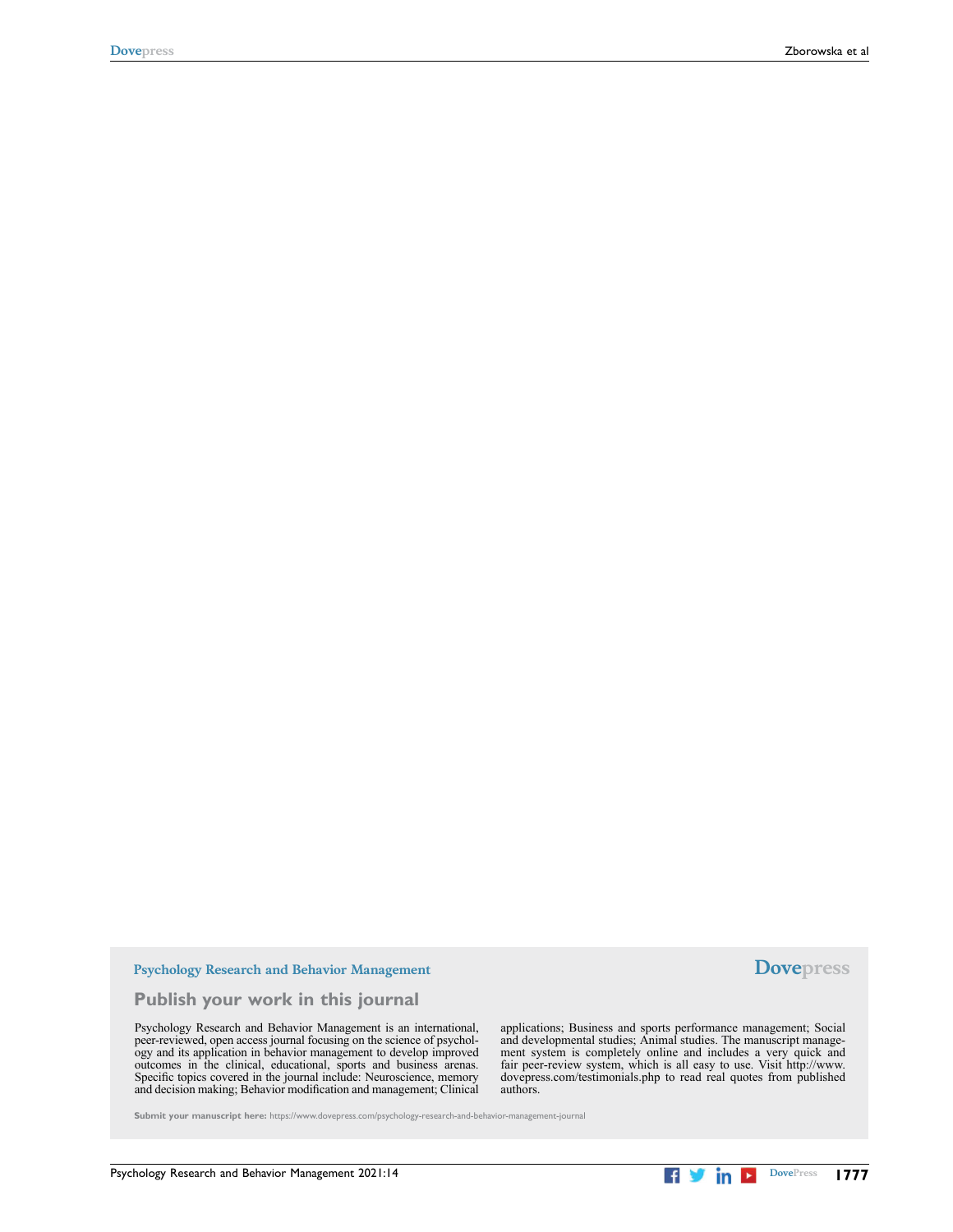**Psychology Research and Behavior Management**

**Dovepress**

## Publish your work in this journal

Psychology Research and Behavior Management is an international, peer-reviewed, open access journal focusing on the science of psychology and its application in behavior management to develop improved outcomes in the clinical, educational, sports and business arenas. Specific topics covered in the journal include: Neuroscience, memory and decision making; Behavior modification and management; Clinical applications; Business and sports performance management; Social and developmental studies; Animal studies. The manuscript management system is completely online and includes a very quick and fair peer-review system, which is all easy to use. Visit http://www.dovepress.com/testimonials.php to read real quotes from published authors.

**Submit your manuscript here:** https://www.dovepress.com/psychology-research-and-behavior-management-journal